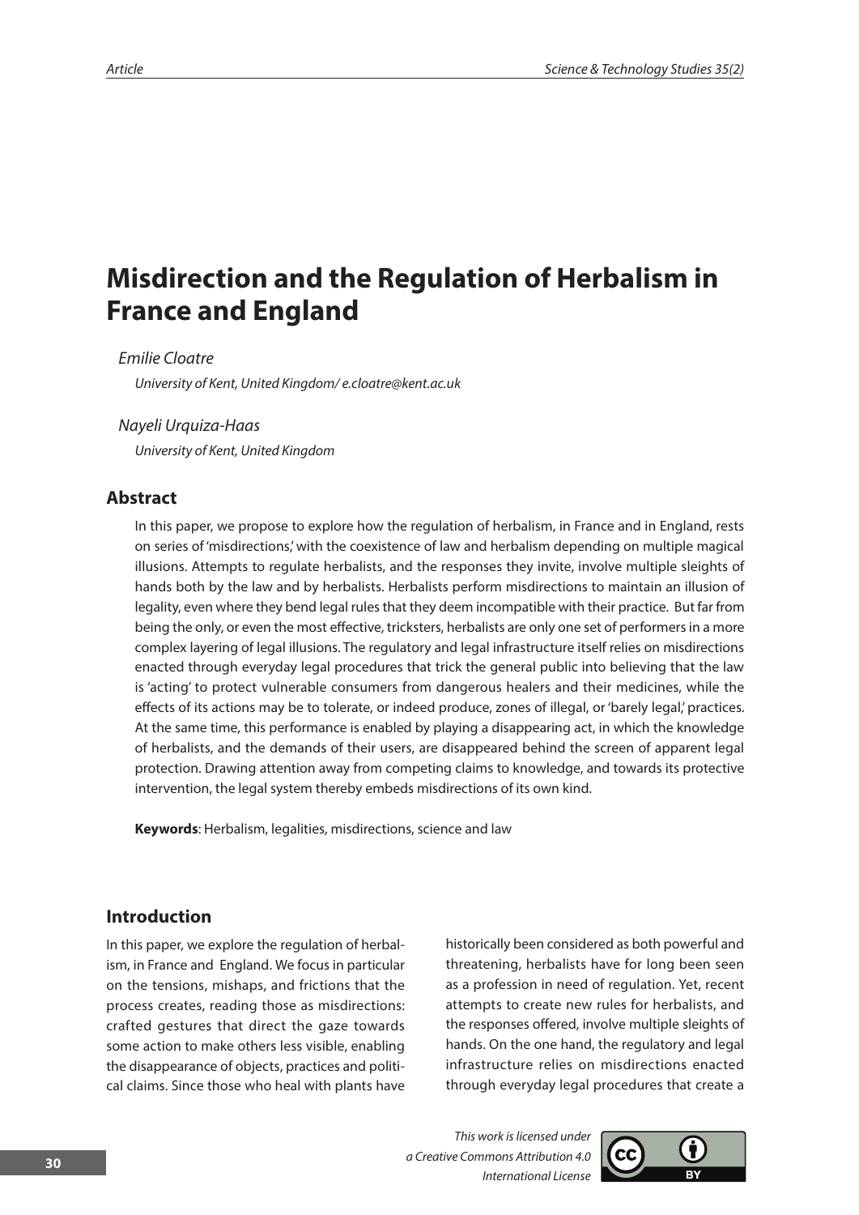# Misdirection and the Regulation of Herbalism in France and England

*Emilie Cloatre*

*University of Kent, United Kingdom/ e.cloatre@kent.ac.uk*

*Nayeli Urquiza-Haas*

*University of Kent, United Kingdom*

## Abstract

In this paper, we propose to explore how the regulation of herbalism, in France and in England, rests on series of 'misdirections,' with the coexistence of law and herbalism depending on multiple magical illusions. Attempts to regulate herbalists, and the responses they invite, involve multiple sleights of hands both by the law and by herbalists. Herbalists perform misdirections to maintain an illusion of legality, even where they bend legal rules that they deem incompatible with their practice. But far from being the only, or even the most effective, tricksters, herbalists are only one set of performers in a more complex layering of legal illusions. The regulatory and legal infrastructure itself relies on misdirections enacted through everyday legal procedures that trick the general public into believing that the law is 'acting' to protect vulnerable consumers from dangerous healers and their medicines, while the effects of its actions may be to tolerate, or indeed produce, zones of illegal, or 'barely legal,' practices. At the same time, this performance is enabled by playing a disappearing act, in which the knowledge of herbalists, and the demands of their users, are disappeared behind the screen of apparent legal protection. Drawing attention away from competing claims to knowledge, and towards its protective intervention, the legal system thereby embeds misdirections of its own kind.

**Keywords**: Herbalism, legalities, misdirections, science and law

## Introduction

In this paper, we explore the regulation of herbalism, in France and England. We focus in particular on the tensions, mishaps, and frictions that the process creates, reading those as misdirections: crafted gestures that direct the gaze towards some action to make others less visible, enabling the disappearance of objects, practices and political claims. Since those who heal with plants have historically been considered as both powerful and threatening, herbalists have for long been seen as a profession in need of regulation. Yet, recent attempts to create new rules for herbalists, and the responses offered, involve multiple sleights of hands. On the one hand, the regulatory and legal infrastructure relies on misdirections enacted through everyday legal procedures that create a

This work is licensed under a Creative Commons Attribution 4.0 International License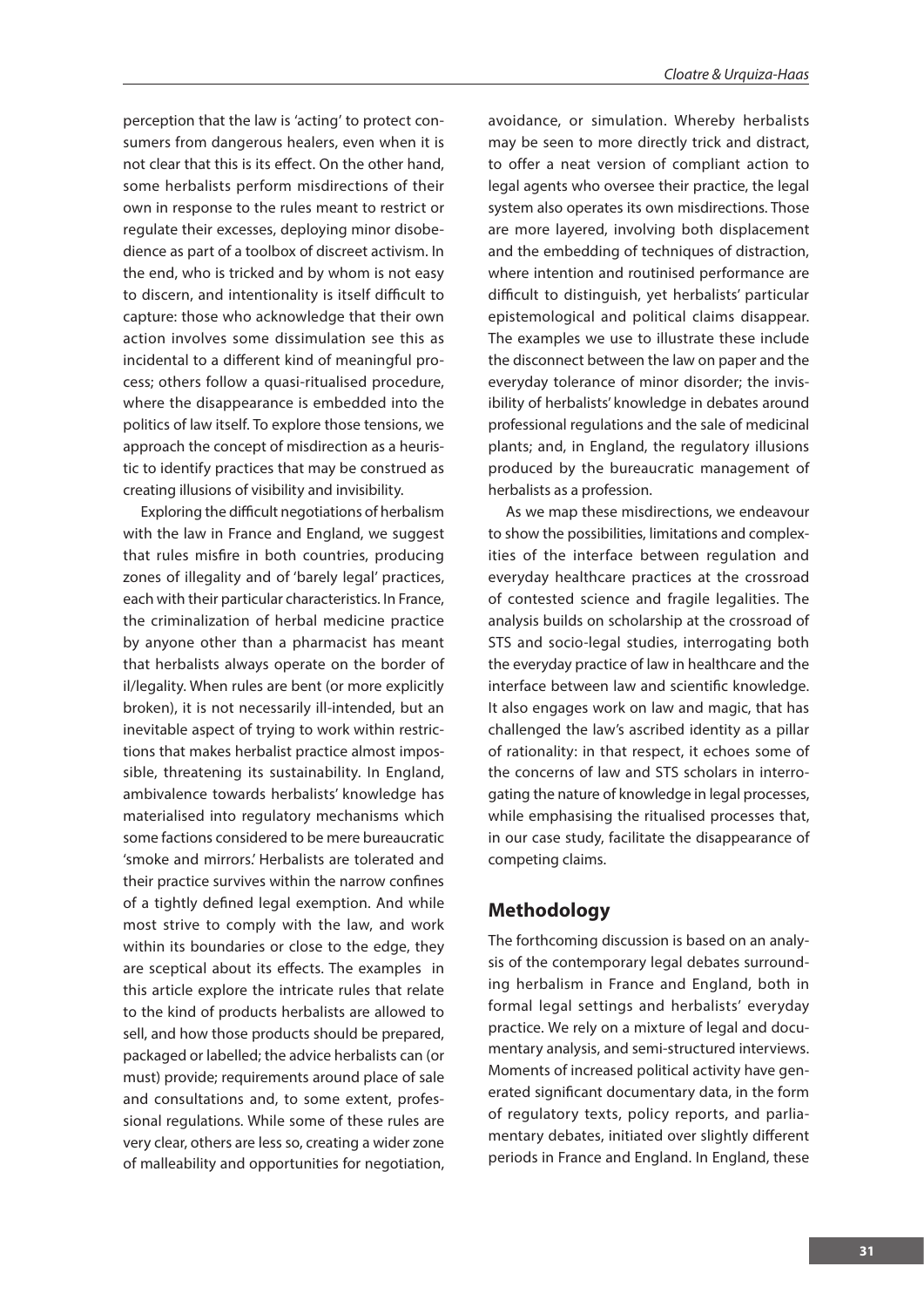perception that the law is 'acting' to protect consumers from dangerous healers, even when it is not clear that this is its effect. On the other hand, some herbalists perform misdirections of their own in response to the rules meant to restrict or regulate their excesses, deploying minor disobedience as part of a toolbox of discreet activism. In the end, who is tricked and by whom is not easy to discern, and intentionality is itself difficult to capture: those who acknowledge that their own action involves some dissimulation see this as incidental to a different kind of meaningful process; others follow a quasi-ritualised procedure, where the disappearance is embedded into the politics of law itself. To explore those tensions, we approach the concept of misdirection as a heuristic to identify practices that may be construed as creating illusions of visibility and invisibility.

Exploring the difficult negotiations of herbalism with the law in France and England, we suggest that rules misfire in both countries, producing zones of illegality and of 'barely legal' practices, each with their particular characteristics. In France, the criminalization of herbal medicine practice by anyone other than a pharmacist has meant that herbalists always operate on the border of il/legality. When rules are bent (or more explicitly broken), it is not necessarily ill-intended, but an inevitable aspect of trying to work within restrictions that makes herbalist practice almost impossible, threatening its sustainability. In England, ambivalence towards herbalists' knowledge has materialised into regulatory mechanisms which some factions considered to be mere bureaucratic 'smoke and mirrors.' Herbalists are tolerated and their practice survives within the narrow confines of a tightly defined legal exemption. And while most strive to comply with the law, and work within its boundaries or close to the edge, they are sceptical about its effects. The examples in this article explore the intricate rules that relate to the kind of products herbalists are allowed to sell, and how those products should be prepared, packaged or labelled; the advice herbalists can (or must) provide; requirements around place of sale and consultations and, to some extent, professional regulations. While some of these rules are very clear, others are less so, creating a wider zone of malleability and opportunities for negotiation, avoidance, or simulation. Whereby herbalists may be seen to more directly trick and distract, to offer a neat version of compliant action to legal agents who oversee their practice, the legal system also operates its own misdirections. Those are more layered, involving both displacement and the embedding of techniques of distraction, where intention and routinised performance are difficult to distinguish, yet herbalists' particular epistemological and political claims disappear. The examples we use to illustrate these include the disconnect between the law on paper and the everyday tolerance of minor disorder; the invisibility of herbalists' knowledge in debates around professional regulations and the sale of medicinal plants; and, in England, the regulatory illusions produced by the bureaucratic management of herbalists as a profession.

As we map these misdirections, we endeavour to show the possibilities, limitations and complexities of the interface between regulation and everyday healthcare practices at the crossroad of contested science and fragile legalities. The analysis builds on scholarship at the crossroad of STS and socio-legal studies, interrogating both the everyday practice of law in healthcare and the interface between law and scientific knowledge. It also engages work on law and magic, that has challenged the law's ascribed identity as a pillar of rationality: in that respect, it echoes some of the concerns of law and STS scholars in interrogating the nature of knowledge in legal processes, while emphasising the ritualised processes that, in our case study, facilitate the disappearance of competing claims.

## Methodology

The forthcoming discussion is based on an analysis of the contemporary legal debates surrounding herbalism in France and England, both in formal legal settings and herbalists' everyday practice. We rely on a mixture of legal and documentary analysis, and semi-structured interviews. Moments of increased political activity have generated significant documentary data, in the form of regulatory texts, policy reports, and parliamentary debates, initiated over slightly different periods in France and England. In England, these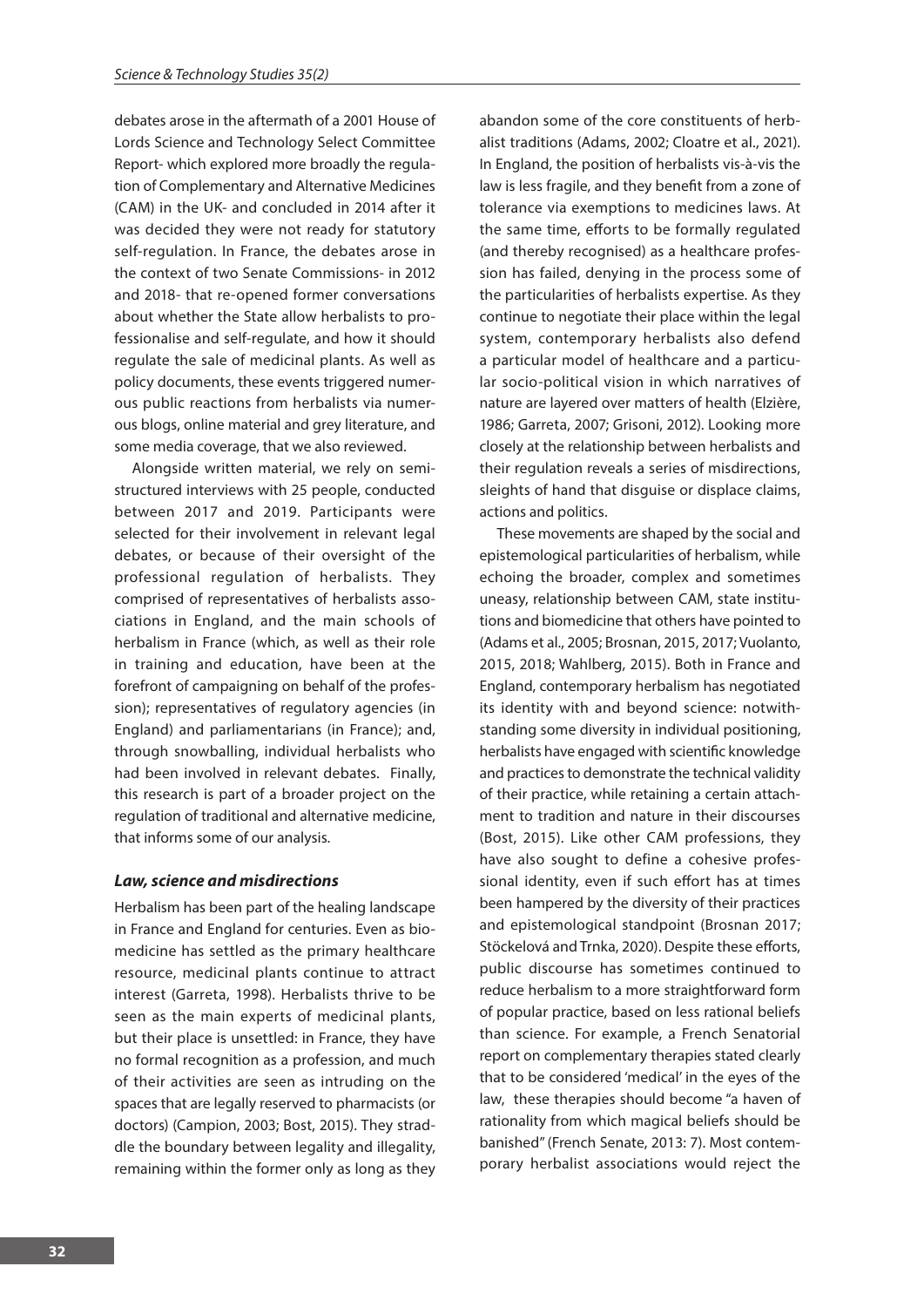debates arose in the aftermath of a 2001 House of Lords Science and Technology Select Committee Report- which explored more broadly the regulation of Complementary and Alternative Medicines (CAM) in the UK- and concluded in 2014 after it was decided they were not ready for statutory self-regulation. In France, the debates arose in the context of two Senate Commissions- in 2012 and 2018- that re-opened former conversations about whether the State allow herbalists to professionalise and self-regulate, and how it should regulate the sale of medicinal plants. As well as policy documents, these events triggered numerous public reactions from herbalists via numerous blogs, online material and grey literature, and some media coverage, that we also reviewed.

Alongside written material, we rely on semi-structured interviews with 25 people, conducted between 2017 and 2019. Participants were selected for their involvement in relevant legal debates, or because of their oversight of the professional regulation of herbalists. They comprised of representatives of herbalists associations in England, and the main schools of herbalism in France (which, as well as their role in training and education, have been at the forefront of campaigning on behalf of the profession); representatives of regulatory agencies (in England) and parliamentarians (in France); and, through snowballing, individual herbalists who had been involved in relevant debates. Finally, this research is part of a broader project on the regulation of traditional and alternative medicine, that informs some of our analysis.

### *Law, science and misdirections*

Herbalism has been part of the healing landscape in France and England for centuries. Even as biomedicine has settled as the primary healthcare resource, medicinal plants continue to attract interest (Garreta, 1998). Herbalists thrive to be seen as the main experts of medicinal plants, but their place is unsettled: in France, they have no formal recognition as a profession, and much of their activities are seen as intruding on the spaces that are legally reserved to pharmacists (or doctors) (Campion, 2003; Bost, 2015). They straddle the boundary between legality and illegality, remaining within the former only as long as they abandon some of the core constituents of herbalist traditions (Adams, 2002; Cloatre et al., 2021). In England, the position of herbalists vis-à-vis the law is less fragile, and they benefit from a zone of tolerance via exemptions to medicines laws. At the same time, efforts to be formally regulated (and thereby recognised) as a healthcare profession has failed, denying in the process some of the particularities of herbalists expertise. As they continue to negotiate their place within the legal system, contemporary herbalists also defend a particular model of healthcare and a particular socio-political vision in which narratives of nature are layered over matters of health (Elzière, 1986; Garreta, 2007; Grisoni, 2012). Looking more closely at the relationship between herbalists and their regulation reveals a series of misdirections, sleights of hand that disguise or displace claims, actions and politics.

These movements are shaped by the social and epistemological particularities of herbalism, while echoing the broader, complex and sometimes uneasy, relationship between CAM, state institutions and biomedicine that others have pointed to (Adams et al., 2005; Brosnan, 2015, 2017; Vuolanto, 2015, 2018; Wahlberg, 2015). Both in France and England, contemporary herbalism has negotiated its identity with and beyond science: notwithstanding some diversity in individual positioning, herbalists have engaged with scientific knowledge and practices to demonstrate the technical validity of their practice, while retaining a certain attachment to tradition and nature in their discourses (Bost, 2015). Like other CAM professions, they have also sought to define a cohesive professional identity, even if such effort has at times been hampered by the diversity of their practices and epistemological standpoint (Brosnan 2017; Stöckelová and Trnka, 2020). Despite these efforts, public discourse has sometimes continued to reduce herbalism to a more straightforward form of popular practice, based on less rational beliefs than science. For example, a French Senatorial report on complementary therapies stated clearly that to be considered 'medical' in the eyes of the law, these therapies should become "a haven of rationality from which magical beliefs should be banished" (French Senate, 2013: 7). Most contemporary herbalist associations would reject the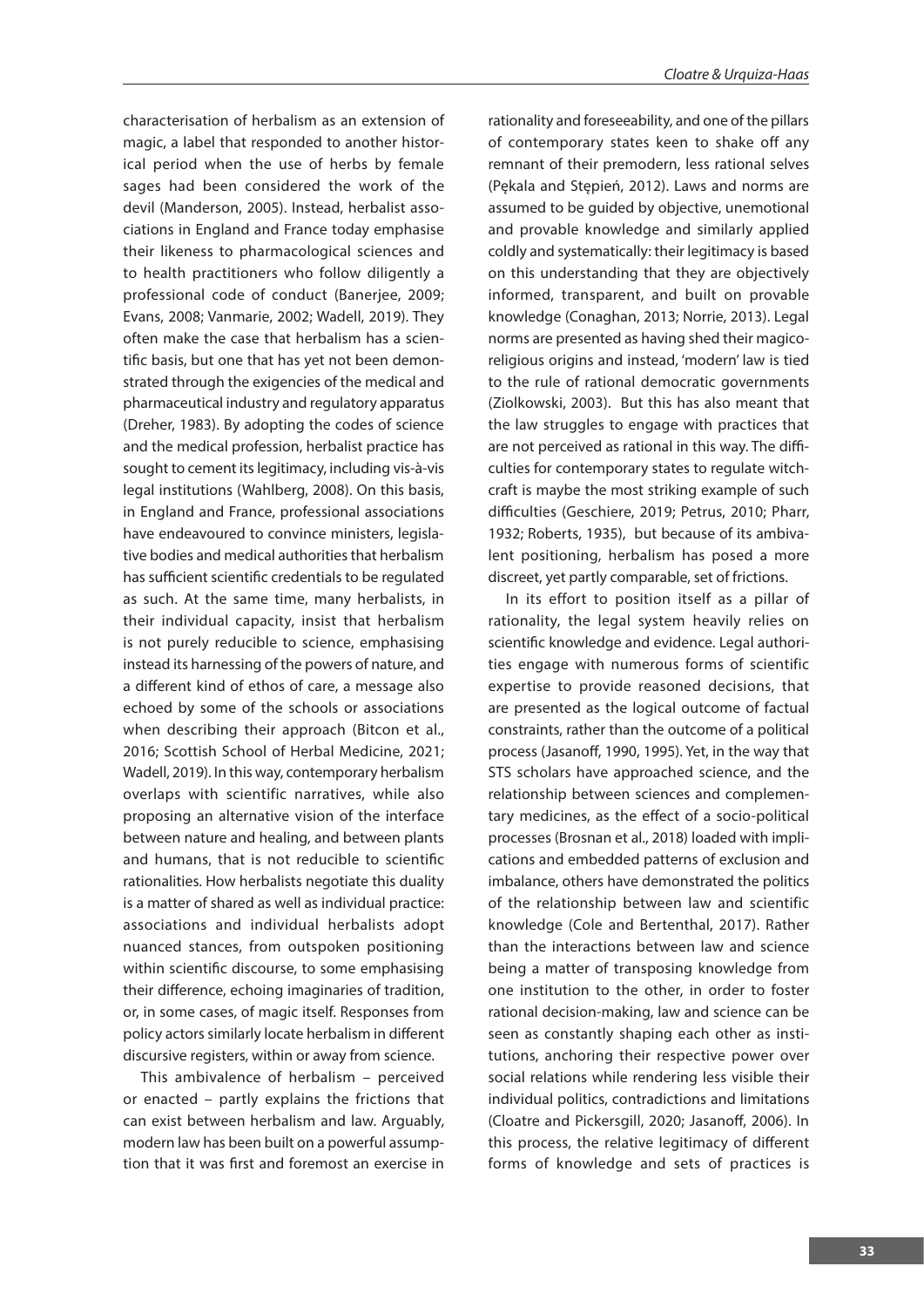characterisation of herbalism as an extension of magic, a label that responded to another historical period when the use of herbs by female sages had been considered the work of the devil (Manderson, 2005). Instead, herbalist associations in England and France today emphasise their likeness to pharmacological sciences and to health practitioners who follow diligently a professional code of conduct (Banerjee, 2009; Evans, 2008; Vanmarie, 2002; Wadell, 2019). They often make the case that herbalism has a scientific basis, but one that has yet not been demonstrated through the exigencies of the medical and pharmaceutical industry and regulatory apparatus (Dreher, 1983). By adopting the codes of science and the medical profession, herbalist practice has sought to cement its legitimacy, including vis-à-vis legal institutions (Wahlberg, 2008). On this basis, in England and France, professional associations have endeavoured to convince ministers, legislative bodies and medical authorities that herbalism has sufficient scientific credentials to be regulated as such. At the same time, many herbalists, in their individual capacity, insist that herbalism is not purely reducible to science, emphasising instead its harnessing of the powers of nature, and a different kind of ethos of care, a message also echoed by some of the schools or associations when describing their approach (Bitcon et al., 2016; Scottish School of Herbal Medicine, 2021; Wadell, 2019). In this way, contemporary herbalism overlaps with scientific narratives, while also proposing an alternative vision of the interface between nature and healing, and between plants and humans, that is not reducible to scientific rationalities. How herbalists negotiate this duality is a matter of shared as well as individual practice: associations and individual herbalists adopt nuanced stances, from outspoken positioning within scientific discourse, to some emphasising their difference, echoing imaginaries of tradition, or, in some cases, of magic itself. Responses from policy actors similarly locate herbalism in different discursive registers, within or away from science.

This ambivalence of herbalism – perceived or enacted – partly explains the frictions that can exist between herbalism and law. Arguably, modern law has been built on a powerful assumption that it was first and foremost an exercise in rationality and foreseeability, and one of the pillars of contemporary states keen to shake off any remnant of their premodern, less rational selves (Pękala and Stępień, 2012). Laws and norms are assumed to be guided by objective, unemotional and provable knowledge and similarly applied coldly and systematically: their legitimacy is based on this understanding that they are objectively informed, transparent, and built on provable knowledge (Conaghan, 2013; Norrie, 2013). Legal norms are presented as having shed their magico-religious origins and instead, 'modern' law is tied to the rule of rational democratic governments (Ziolkowski, 2003). But this has also meant that the law struggles to engage with practices that are not perceived as rational in this way. The difficulties for contemporary states to regulate witchcraft is maybe the most striking example of such difficulties (Geschiere, 2019; Petrus, 2010; Pharr, 1932; Roberts, 1935), but because of its ambivalent positioning, herbalism has posed a more discreet, yet partly comparable, set of frictions.

In its effort to position itself as a pillar of rationality, the legal system heavily relies on scientific knowledge and evidence. Legal authorities engage with numerous forms of scientific expertise to provide reasoned decisions, that are presented as the logical outcome of factual constraints, rather than the outcome of a political process (Jasanoff, 1990, 1995). Yet, in the way that STS scholars have approached science, and the relationship between sciences and complementary medicines, as the effect of a socio-political processes (Brosnan et al., 2018) loaded with implications and embedded patterns of exclusion and imbalance, others have demonstrated the politics of the relationship between law and scientific knowledge (Cole and Bertenthal, 2017). Rather than the interactions between law and science being a matter of transposing knowledge from one institution to the other, in order to foster rational decision-making, law and science can be seen as constantly shaping each other as institutions, anchoring their respective power over social relations while rendering less visible their individual politics, contradictions and limitations (Cloatre and Pickersgill, 2020; Jasanoff, 2006). In this process, the relative legitimacy of different forms of knowledge and sets of practices is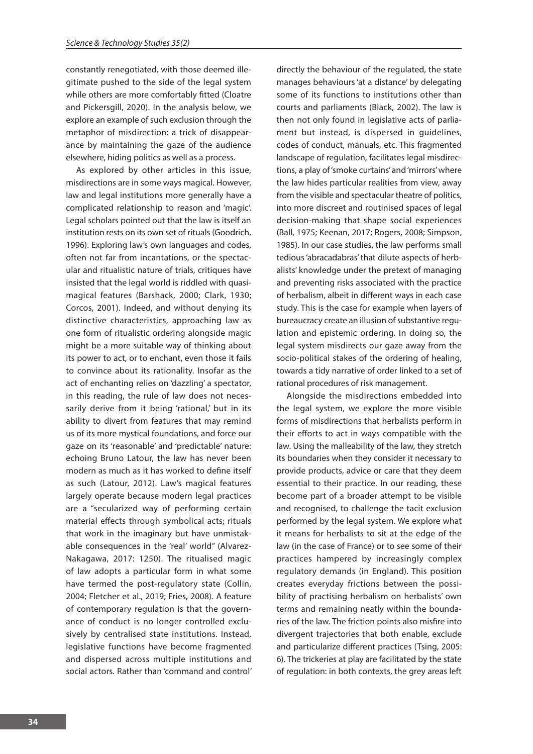constantly renegotiated, with those deemed illegitimate pushed to the side of the legal system while others are more comfortably fitted (Cloatre and Pickersgill, 2020). In the analysis below, we explore an example of such exclusion through the metaphor of misdirection: a trick of disappearance by maintaining the gaze of the audience elsewhere, hiding politics as well as a process.

As explored by other articles in this issue, misdirections are in some ways magical. However, law and legal institutions more generally have a complicated relationship to reason and 'magic'. Legal scholars pointed out that the law is itself an institution rests on its own set of rituals (Goodrich, 1996). Exploring law's own languages and codes, often not far from incantations, or the spectacular and ritualistic nature of trials, critiques have insisted that the legal world is riddled with quasi-magical features (Barshack, 2000; Clark, 1930; Corcos, 2001). Indeed, and without denying its distinctive characteristics, approaching law as one form of ritualistic ordering alongside magic might be a more suitable way of thinking about its power to act, or to enchant, even those it fails to convince about its rationality. Insofar as the act of enchanting relies on 'dazzling' a spectator, in this reading, the rule of law does not necessarily derive from it being 'rational,' but in its ability to divert from features that may remind us of its more mystical foundations, and force our gaze on its 'reasonable' and 'predictable' nature: echoing Bruno Latour, the law has never been modern as much as it has worked to define itself as such (Latour, 2012). Law's magical features largely operate because modern legal practices are a "secularized way of performing certain material effects through symbolical acts; rituals that work in the imaginary but have unmistakable consequences in the 'real' world" (Alvarez-Nakagawa, 2017: 1250). The ritualised magic of law adopts a particular form in what some have termed the post-regulatory state (Collin, 2004; Fletcher et al., 2019; Fries, 2008). A feature of contemporary regulation is that the governance of conduct is no longer controlled exclusively by centralised state institutions. Instead, legislative functions have become fragmented and dispersed across multiple institutions and social actors. Rather than 'command and control' directly the behaviour of the regulated, the state manages behaviours 'at a distance' by delegating some of its functions to institutions other than courts and parliaments (Black, 2002). The law is then not only found in legislative acts of parliament but instead, is dispersed in guidelines, codes of conduct, manuals, etc. This fragmented landscape of regulation, facilitates legal misdirections, a play of 'smoke curtains' and 'mirrors' where the law hides particular realities from view, away from the visible and spectacular theatre of politics, into more discreet and routinised spaces of legal decision-making that shape social experiences (Ball, 1975; Keenan, 2017; Rogers, 2008; Simpson, 1985). In our case studies, the law performs small tedious 'abracadabras' that dilute aspects of herbalists' knowledge under the pretext of managing and preventing risks associated with the practice of herbalism, albeit in different ways in each case study. This is the case for example when layers of bureaucracy create an illusion of substantive regulation and epistemic ordering. In doing so, the legal system misdirects our gaze away from the socio-political stakes of the ordering of healing, towards a tidy narrative of order linked to a set of rational procedures of risk management.

Alongside the misdirections embedded into the legal system, we explore the more visible forms of misdirections that herbalists perform in their efforts to act in ways compatible with the law. Using the malleability of the law, they stretch its boundaries when they consider it necessary to provide products, advice or care that they deem essential to their practice. In our reading, these become part of a broader attempt to be visible and recognised, to challenge the tacit exclusion performed by the legal system. We explore what it means for herbalists to sit at the edge of the law (in the case of France) or to see some of their practices hampered by increasingly complex regulatory demands (in England). This position creates everyday frictions between the possibility of practising herbalism on herbalists' own terms and remaining neatly within the boundaries of the law. The friction points also misfire into divergent trajectories that both enable, exclude and particularize different practices (Tsing, 2005: 6). The trickeries at play are facilitated by the state of regulation: in both contexts, the grey areas left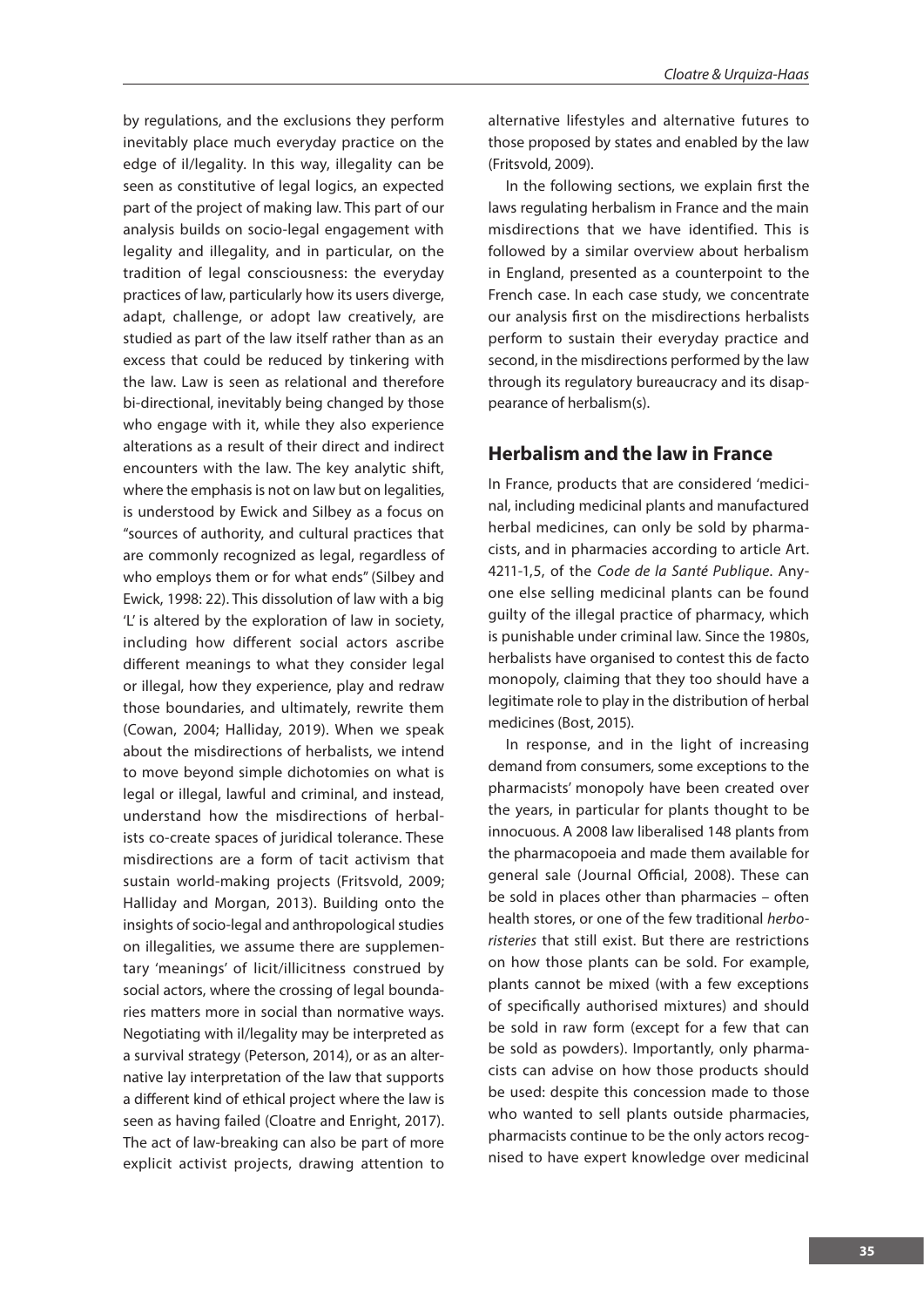by regulations, and the exclusions they perform inevitably place much everyday practice on the edge of il/legality. In this way, illegality can be seen as constitutive of legal logics, an expected part of the project of making law. This part of our analysis builds on socio-legal engagement with legality and illegality, and in particular, on the tradition of legal consciousness: the everyday practices of law, particularly how its users diverge, adapt, challenge, or adopt law creatively, are studied as part of the law itself rather than as an excess that could be reduced by tinkering with the law. Law is seen as relational and therefore bi-directional, inevitably being changed by those who engage with it, while they also experience alterations as a result of their direct and indirect encounters with the law. The key analytic shift, where the emphasis is not on law but on legalities, is understood by Ewick and Silbey as a focus on "sources of authority, and cultural practices that are commonly recognized as legal, regardless of who employs them or for what ends" (Silbey and Ewick, 1998: 22). This dissolution of law with a big 'L' is altered by the exploration of law in society, including how different social actors ascribe different meanings to what they consider legal or illegal, how they experience, play and redraw those boundaries, and ultimately, rewrite them (Cowan, 2004; Halliday, 2019). When we speak about the misdirections of herbalists, we intend to move beyond simple dichotomies on what is legal or illegal, lawful and criminal, and instead, understand how the misdirections of herbalists co-create spaces of juridical tolerance. These misdirections are a form of tacit activism that sustain world-making projects (Fritsvold, 2009; Halliday and Morgan, 2013). Building onto the insights of socio-legal and anthropological studies on illegalities, we assume there are supplementary 'meanings' of licit/illicitness construed by social actors, where the crossing of legal boundaries matters more in social than normative ways. Negotiating with il/legality may be interpreted as a survival strategy (Peterson, 2014), or as an alternative lay interpretation of the law that supports a different kind of ethical project where the law is seen as having failed (Cloatre and Enright, 2017). The act of law-breaking can also be part of more explicit activist projects, drawing attention to alternative lifestyles and alternative futures to those proposed by states and enabled by the law (Fritsvold, 2009).

In the following sections, we explain first the laws regulating herbalism in France and the main misdirections that we have identified. This is followed by a similar overview about herbalism in England, presented as a counterpoint to the French case. In each case study, we concentrate our analysis first on the misdirections herbalists perform to sustain their everyday practice and second, in the misdirections performed by the law through its regulatory bureaucracy and its disappearance of herbalism(s).

## Herbalism and the law in France

In France, products that are considered 'medicinal, including medicinal plants and manufactured herbal medicines, can only be sold by pharmacists, and in pharmacies according to article Art. 4211-1,5, of the *Code de la Santé Publique*. Anyone else selling medicinal plants can be found guilty of the illegal practice of pharmacy, which is punishable under criminal law. Since the 1980s, herbalists have organised to contest this de facto monopoly, claiming that they too should have a legitimate role to play in the distribution of herbal medicines (Bost, 2015).

In response, and in the light of increasing demand from consumers, some exceptions to the pharmacists' monopoly have been created over the years, in particular for plants thought to be innocuous. A 2008 law liberalised 148 plants from the pharmacopoeia and made them available for general sale (Journal Official, 2008). These can be sold in places other than pharmacies – often health stores, or one of the few traditional *herboristeries* that still exist. But there are restrictions on how those plants can be sold. For example, plants cannot be mixed (with a few exceptions of specifically authorised mixtures) and should be sold in raw form (except for a few that can be sold as powders). Importantly, only pharmacists can advise on how those products should be used: despite this concession made to those who wanted to sell plants outside pharmacies, pharmacists continue to be the only actors recognised to have expert knowledge over medicinal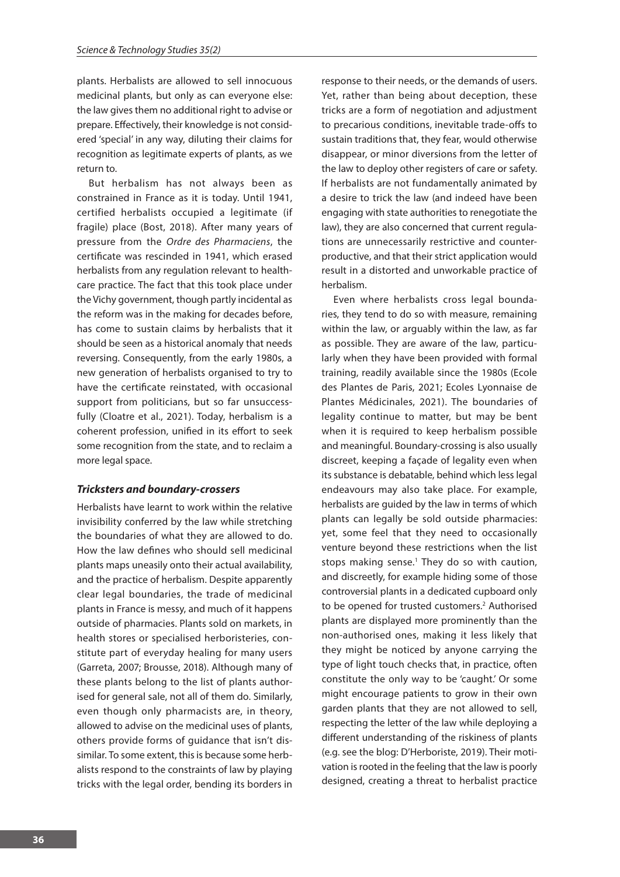plants. Herbalists are allowed to sell innocuous medicinal plants, but only as can everyone else: the law gives them no additional right to advise or prepare. Effectively, their knowledge is not considered 'special' in any way, diluting their claims for recognition as legitimate experts of plants, as we return to.

But herbalism has not always been as constrained in France as it is today. Until 1941, certified herbalists occupied a legitimate (if fragile) place (Bost, 2018). After many years of pressure from the *Ordre des Pharmaciens*, the certificate was rescinded in 1941, which erased herbalists from any regulation relevant to healthcare practice. The fact that this took place under the Vichy government, though partly incidental as the reform was in the making for decades before, has come to sustain claims by herbalists that it should be seen as a historical anomaly that needs reversing. Consequently, from the early 1980s, a new generation of herbalists organised to try to have the certificate reinstated, with occasional support from politicians, but so far unsuccessfully (Cloatre et al., 2021). Today, herbalism is a coherent profession, unified in its effort to seek some recognition from the state, and to reclaim a more legal space.

### *Tricksters and boundary-crossers*

Herbalists have learnt to work within the relative invisibility conferred by the law while stretching the boundaries of what they are allowed to do. How the law defines who should sell medicinal plants maps uneasily onto their actual availability, and the practice of herbalism. Despite apparently clear legal boundaries, the trade of medicinal plants in France is messy, and much of it happens outside of pharmacies. Plants sold on markets, in health stores or specialised herboristeries, constitute part of everyday healing for many users (Garreta, 2007; Brousse, 2018). Although many of these plants belong to the list of plants authorised for general sale, not all of them do. Similarly, even though only pharmacists are, in theory, allowed to advise on the medicinal uses of plants, others provide forms of guidance that isn't dissimilar. To some extent, this is because some herbalists respond to the constraints of law by playing tricks with the legal order, bending its borders in response to their needs, or the demands of users. Yet, rather than being about deception, these tricks are a form of negotiation and adjustment to precarious conditions, inevitable trade-offs to sustain traditions that, they fear, would otherwise disappear, or minor diversions from the letter of the law to deploy other registers of care or safety. If herbalists are not fundamentally animated by a desire to trick the law (and indeed have been engaging with state authorities to renegotiate the law), they are also concerned that current regulations are unnecessarily restrictive and counterproductive, and that their strict application would result in a distorted and unworkable practice of herbalism.

Even where herbalists cross legal boundaries, they tend to do so with measure, remaining within the law, or arguably within the law, as far as possible. They are aware of the law, particularly when they have been provided with formal training, readily available since the 1980s (Ecole des Plantes de Paris, 2021; Ecoles Lyonnaise de Plantes Médicinales, 2021). The boundaries of legality continue to matter, but may be bent when it is required to keep herbalism possible and meaningful. Boundary-crossing is also usually discreet, keeping a façade of legality even when its substance is debatable, behind which less legal endeavours may also take place. For example, herbalists are guided by the law in terms of which plants can legally be sold outside pharmacies: yet, some feel that they need to occasionally venture beyond these restrictions when the list stops making sense.[1] They do so with caution, and discreetly, for example hiding some of those controversial plants in a dedicated cupboard only to be opened for trusted customers.[2] Authorised plants are displayed more prominently than the non-authorised ones, making it less likely that they might be noticed by anyone carrying the type of light touch checks that, in practice, often constitute the only way to be 'caught.' Or some might encourage patients to grow in their own garden plants that they are not allowed to sell, respecting the letter of the law while deploying a different understanding of the riskiness of plants (e.g. see the blog: D'Herboriste, 2019). Their motivation is rooted in the feeling that the law is poorly designed, creating a threat to herbalist practice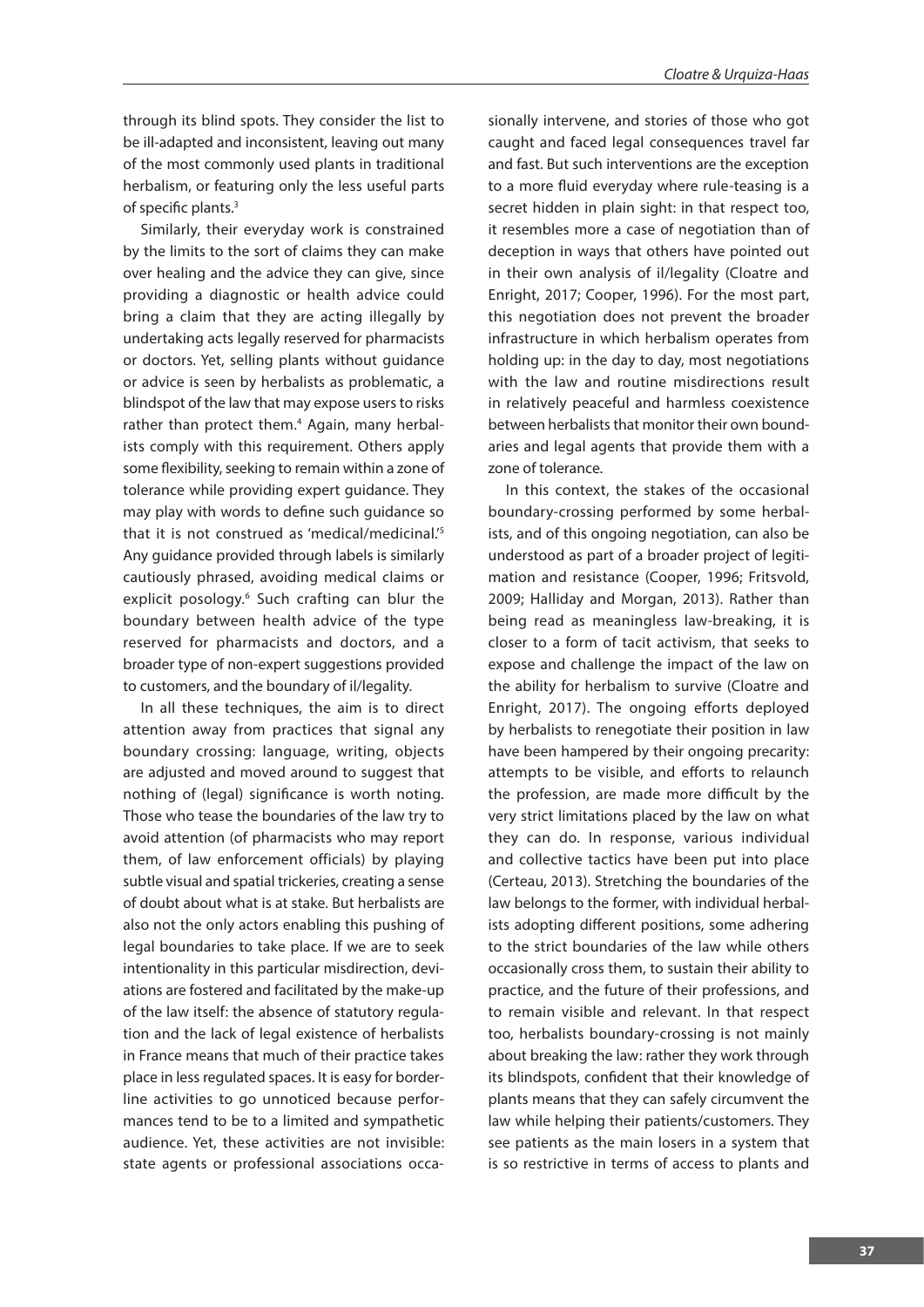through its blind spots. They consider the list to be ill-adapted and inconsistent, leaving out many of the most commonly used plants in traditional herbalism, or featuring only the less useful parts of specific plants.[3]

Similarly, their everyday work is constrained by the limits to the sort of claims they can make over healing and the advice they can give, since providing a diagnostic or health advice could bring a claim that they are acting illegally by undertaking acts legally reserved for pharmacists or doctors. Yet, selling plants without guidance or advice is seen by herbalists as problematic, a blindspot of the law that may expose users to risks rather than protect them.[4] Again, many herbalists comply with this requirement. Others apply some flexibility, seeking to remain within a zone of tolerance while providing expert guidance. They may play with words to define such guidance so that it is not construed as 'medical/medicinal.'[5] Any guidance provided through labels is similarly cautiously phrased, avoiding medical claims or explicit posology.[6] Such crafting can blur the boundary between health advice of the type reserved for pharmacists and doctors, and a broader type of non-expert suggestions provided to customers, and the boundary of il/legality.

In all these techniques, the aim is to direct attention away from practices that signal any boundary crossing: language, writing, objects are adjusted and moved around to suggest that nothing of (legal) significance is worth noting. Those who tease the boundaries of the law try to avoid attention (of pharmacists who may report them, of law enforcement officials) by playing subtle visual and spatial trickeries, creating a sense of doubt about what is at stake. But herbalists are also not the only actors enabling this pushing of legal boundaries to take place. If we are to seek intentionality in this particular misdirection, deviations are fostered and facilitated by the make-up of the law itself: the absence of statutory regulation and the lack of legal existence of herbalists in France means that much of their practice takes place in less regulated spaces. It is easy for borderline activities to go unnoticed because performances tend to be to a limited and sympathetic audience. Yet, these activities are not invisible: state agents or professional associations occasionally intervene, and stories of those who got caught and faced legal consequences travel far and fast. But such interventions are the exception to a more fluid everyday where rule-teasing is a secret hidden in plain sight: in that respect too, it resembles more a case of negotiation than of deception in ways that others have pointed out in their own analysis of il/legality (Cloatre and Enright, 2017; Cooper, 1996). For the most part, this negotiation does not prevent the broader infrastructure in which herbalism operates from holding up: in the day to day, most negotiations with the law and routine misdirections result in relatively peaceful and harmless coexistence between herbalists that monitor their own boundaries and legal agents that provide them with a zone of tolerance.

In this context, the stakes of the occasional boundary-crossing performed by some herbalists, and of this ongoing negotiation, can also be understood as part of a broader project of legitimation and resistance (Cooper, 1996; Fritsvold, 2009; Halliday and Morgan, 2013). Rather than being read as meaningless law-breaking, it is closer to a form of tacit activism, that seeks to expose and challenge the impact of the law on the ability for herbalism to survive (Cloatre and Enright, 2017). The ongoing efforts deployed by herbalists to renegotiate their position in law have been hampered by their ongoing precarity: attempts to be visible, and efforts to relaunch the profession, are made more difficult by the very strict limitations placed by the law on what they can do. In response, various individual and collective tactics have been put into place (Certeau, 2013). Stretching the boundaries of the law belongs to the former, with individual herbalists adopting different positions, some adhering to the strict boundaries of the law while others occasionally cross them, to sustain their ability to practice, and the future of their professions, and to remain visible and relevant. In that respect too, herbalists boundary-crossing is not mainly about breaking the law: rather they work through its blindspots, confident that their knowledge of plants means that they can safely circumvent the law while helping their patients/customers. They see patients as the main losers in a system that is so restrictive in terms of access to plants and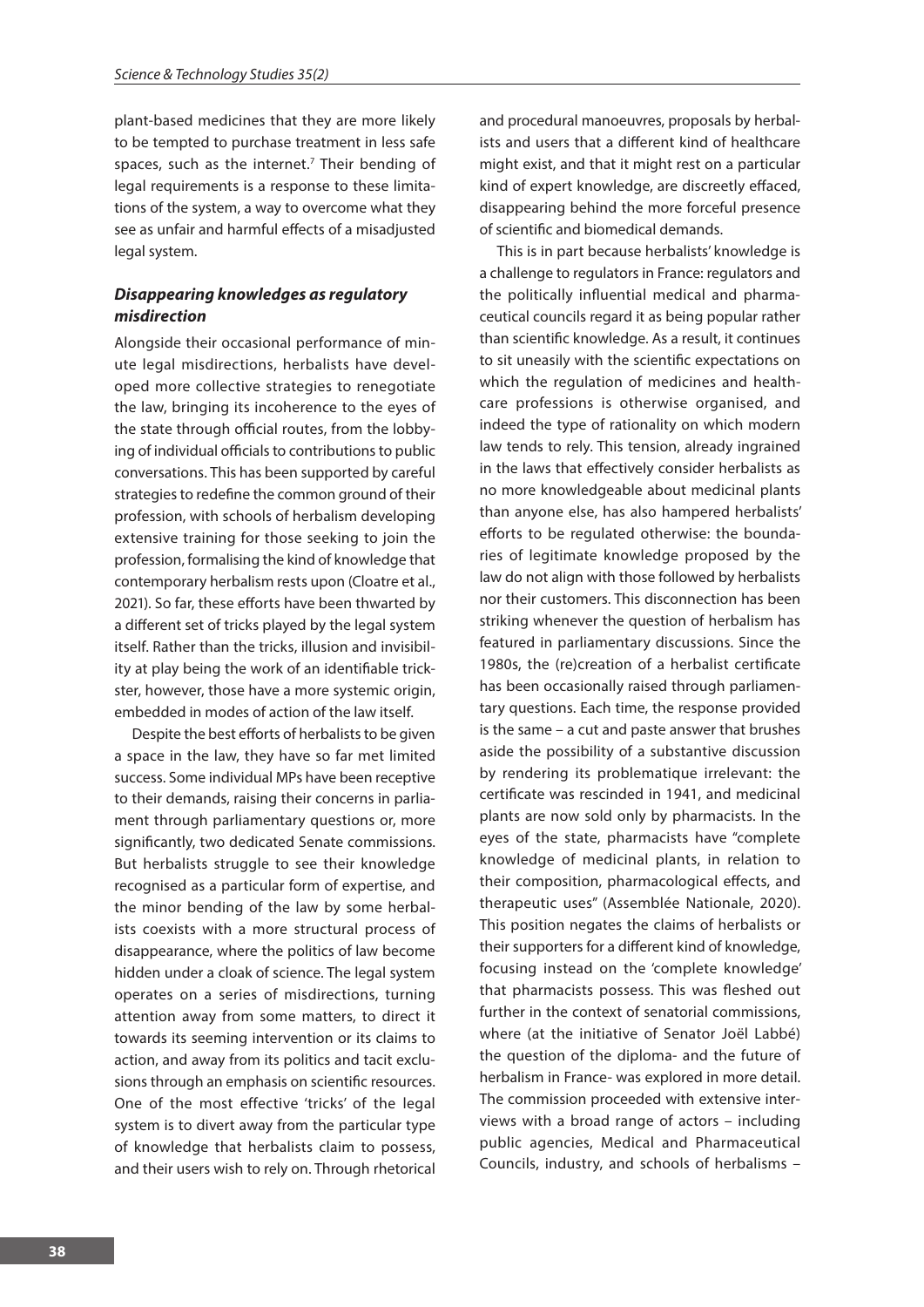plant-based medicines that they are more likely to be tempted to purchase treatment in less safe spaces, such as the internet.[7] Their bending of legal requirements is a response to these limitations of the system, a way to overcome what they see as unfair and harmful effects of a misadjusted legal system.

### *Disappearing knowledges as regulatory misdirection*

Alongside their occasional performance of minute legal misdirections, herbalists have developed more collective strategies to renegotiate the law, bringing its incoherence to the eyes of the state through official routes, from the lobbying of individual officials to contributions to public conversations. This has been supported by careful strategies to redefine the common ground of their profession, with schools of herbalism developing extensive training for those seeking to join the profession, formalising the kind of knowledge that contemporary herbalism rests upon (Cloatre et al., 2021). So far, these efforts have been thwarted by a different set of tricks played by the legal system itself. Rather than the tricks, illusion and invisibility at play being the work of an identifiable trickster, however, those have a more systemic origin, embedded in modes of action of the law itself.

Despite the best efforts of herbalists to be given a space in the law, they have so far met limited success. Some individual MPs have been receptive to their demands, raising their concerns in parliament through parliamentary questions or, more significantly, two dedicated Senate commissions. But herbalists struggle to see their knowledge recognised as a particular form of expertise, and the minor bending of the law by some herbalists coexists with a more structural process of disappearance, where the politics of law become hidden under a cloak of science. The legal system operates on a series of misdirections, turning attention away from some matters, to direct it towards its seeming intervention or its claims to action, and away from its politics and tacit exclusions through an emphasis on scientific resources. One of the most effective 'tricks' of the legal system is to divert away from the particular type of knowledge that herbalists claim to possess, and their users wish to rely on. Through rhetorical and procedural manoeuvres, proposals by herbalists and users that a different kind of healthcare might exist, and that it might rest on a particular kind of expert knowledge, are discreetly effaced, disappearing behind the more forceful presence of scientific and biomedical demands.

This is in part because herbalists' knowledge is a challenge to regulators in France: regulators and the politically influential medical and pharmaceutical councils regard it as being popular rather than scientific knowledge. As a result, it continues to sit uneasily with the scientific expectations on which the regulation of medicines and healthcare professions is otherwise organised, and indeed the type of rationality on which modern law tends to rely. This tension, already ingrained in the laws that effectively consider herbalists as no more knowledgeable about medicinal plants than anyone else, has also hampered herbalists' efforts to be regulated otherwise: the boundaries of legitimate knowledge proposed by the law do not align with those followed by herbalists nor their customers. This disconnection has been striking whenever the question of herbalism has featured in parliamentary discussions. Since the 1980s, the (re)creation of a herbalist certificate has been occasionally raised through parliamentary questions. Each time, the response provided is the same – a cut and paste answer that brushes aside the possibility of a substantive discussion by rendering its problematique irrelevant: the certificate was rescinded in 1941, and medicinal plants are now sold only by pharmacists. In the eyes of the state, pharmacists have "complete knowledge of medicinal plants, in relation to their composition, pharmacological effects, and therapeutic uses" (Assemblée Nationale, 2020). This position negates the claims of herbalists or their supporters for a different kind of knowledge, focusing instead on the 'complete knowledge' that pharmacists possess. This was fleshed out further in the context of senatorial commissions, where (at the initiative of Senator Joël Labbé) the question of the diploma- and the future of herbalism in France- was explored in more detail. The commission proceeded with extensive interviews with a broad range of actors – including public agencies, Medical and Pharmaceutical Councils, industry, and schools of herbalisms –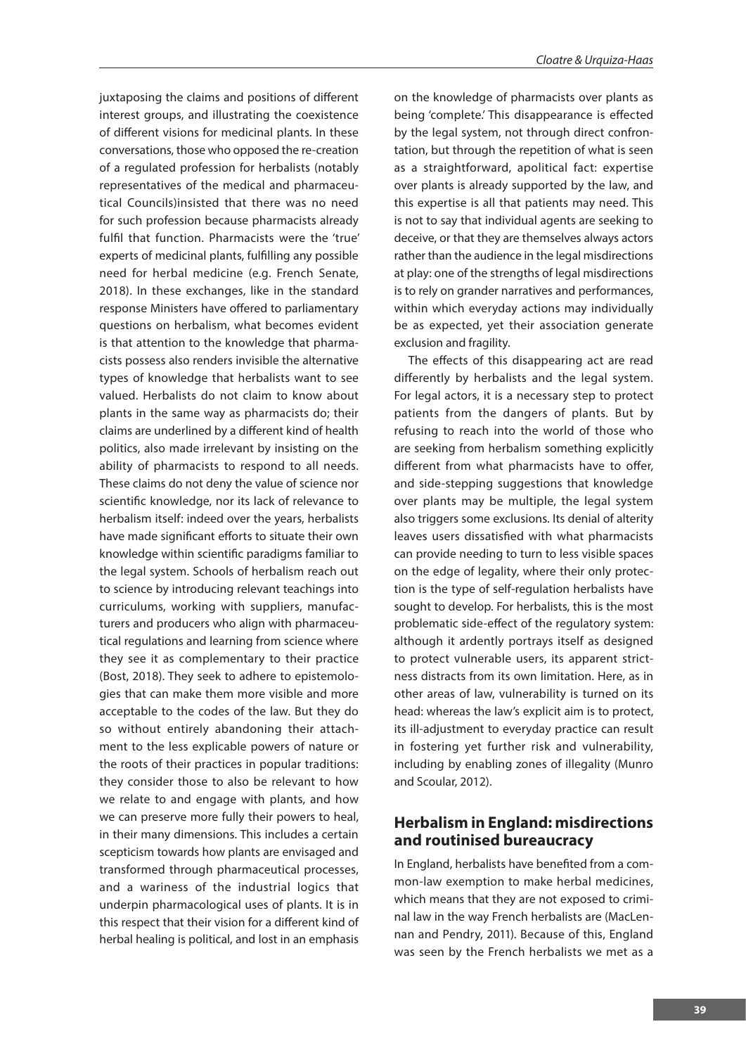juxtaposing the claims and positions of different interest groups, and illustrating the coexistence of different visions for medicinal plants. In these conversations, those who opposed the re-creation of a regulated profession for herbalists (notably representatives of the medical and pharmaceutical Councils)insisted that there was no need for such profession because pharmacists already fulfil that function. Pharmacists were the 'true' experts of medicinal plants, fulfilling any possible need for herbal medicine (e.g. French Senate, 2018). In these exchanges, like in the standard response Ministers have offered to parliamentary questions on herbalism, what becomes evident is that attention to the knowledge that pharmacists possess also renders invisible the alternative types of knowledge that herbalists want to see valued. Herbalists do not claim to know about plants in the same way as pharmacists do; their claims are underlined by a different kind of health politics, also made irrelevant by insisting on the ability of pharmacists to respond to all needs. These claims do not deny the value of science nor scientific knowledge, nor its lack of relevance to herbalism itself: indeed over the years, herbalists have made significant efforts to situate their own knowledge within scientific paradigms familiar to the legal system. Schools of herbalism reach out to science by introducing relevant teachings into curriculums, working with suppliers, manufacturers and producers who align with pharmaceutical regulations and learning from science where they see it as complementary to their practice (Bost, 2018). They seek to adhere to epistemologies that can make them more visible and more acceptable to the codes of the law. But they do so without entirely abandoning their attachment to the less explicable powers of nature or the roots of their practices in popular traditions: they consider those to also be relevant to how we relate to and engage with plants, and how we can preserve more fully their powers to heal, in their many dimensions. This includes a certain scepticism towards how plants are envisaged and transformed through pharmaceutical processes, and a wariness of the industrial logics that underpin pharmacological uses of plants. It is in this respect that their vision for a different kind of herbal healing is political, and lost in an emphasis on the knowledge of pharmacists over plants as being 'complete.' This disappearance is effected by the legal system, not through direct confrontation, but through the repetition of what is seen as a straightforward, apolitical fact: expertise over plants is already supported by the law, and this expertise is all that patients may need. This is not to say that individual agents are seeking to deceive, or that they are themselves always actors rather than the audience in the legal misdirections at play: one of the strengths of legal misdirections is to rely on grander narratives and performances, within which everyday actions may individually be as expected, yet their association generate exclusion and fragility.

The effects of this disappearing act are read differently by herbalists and the legal system. For legal actors, it is a necessary step to protect patients from the dangers of plants. But by refusing to reach into the world of those who are seeking from herbalism something explicitly different from what pharmacists have to offer, and side-stepping suggestions that knowledge over plants may be multiple, the legal system also triggers some exclusions. Its denial of alterity leaves users dissatisfied with what pharmacists can provide needing to turn to less visible spaces on the edge of legality, where their only protection is the type of self-regulation herbalists have sought to develop. For herbalists, this is the most problematic side-effect of the regulatory system: although it ardently portrays itself as designed to protect vulnerable users, its apparent strictness distracts from its own limitation. Here, as in other areas of law, vulnerability is turned on its head: whereas the law's explicit aim is to protect, its ill-adjustment to everyday practice can result in fostering yet further risk and vulnerability, including by enabling zones of illegality (Munro and Scoular, 2012).

## Herbalism in England: misdirections and routinised bureaucracy

In England, herbalists have benefited from a common-law exemption to make herbal medicines, which means that they are not exposed to criminal law in the way French herbalists are (MacLennan and Pendry, 2011). Because of this, England was seen by the French herbalists we met as a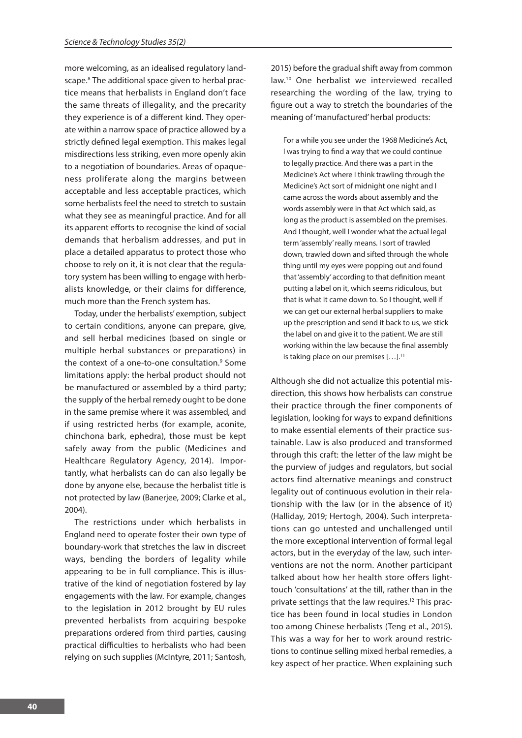more welcoming, as an idealised regulatory landscape.[8] The additional space given to herbal practice means that herbalists in England don't face the same threats of illegality, and the precarity they experience is of a different kind. They operate within a narrow space of practice allowed by a strictly defined legal exemption. This makes legal misdirections less striking, even more openly akin to a negotiation of boundaries. Areas of opaqueness proliferate along the margins between acceptable and less acceptable practices, which some herbalists feel the need to stretch to sustain what they see as meaningful practice. And for all its apparent efforts to recognise the kind of social demands that herbalism addresses, and put in place a detailed apparatus to protect those who choose to rely on it, it is not clear that the regulatory system has been willing to engage with herbalists knowledge, or their claims for difference, much more than the French system has.

Today, under the herbalists' exemption, subject to certain conditions, anyone can prepare, give, and sell herbal medicines (based on single or multiple herbal substances or preparations) in the context of a one-to-one consultation.[9] Some limitations apply: the herbal product should not be manufactured or assembled by a third party; the supply of the herbal remedy ought to be done in the same premise where it was assembled, and if using restricted herbs (for example, aconite, chinchona bark, ephedra), those must be kept safely away from the public (Medicines and Healthcare Regulatory Agency, 2014). Importantly, what herbalists can do can also legally be done by anyone else, because the herbalist title is not protected by law (Banerjee, 2009; Clarke et al., 2004).

The restrictions under which herbalists in England need to operate foster their own type of boundary-work that stretches the law in discreet ways, bending the borders of legality while appearing to be in full compliance. This is illustrative of the kind of negotiation fostered by lay engagements with the law. For example, changes to the legislation in 2012 brought by EU rules prevented herbalists from acquiring bespoke preparations ordered from third parties, causing practical difficulties to herbalists who had been relying on such supplies (McIntyre, 2011; Santosh, 2015) before the gradual shift away from common law.[10] One herbalist we interviewed recalled researching the wording of the law, trying to figure out a way to stretch the boundaries of the meaning of 'manufactured' herbal products:

> For a while you see under the 1968 Medicine's Act, I was trying to find a way that we could continue to legally practice. And there was a part in the Medicine's Act where I think trawling through the Medicine's Act sort of midnight one night and I came across the words about assembly and the words assembly were in that Act which said, as long as the product is assembled on the premises. And I thought, well I wonder what the actual legal term 'assembly' really means. I sort of trawled down, trawled down and sifted through the whole thing until my eyes were popping out and found that 'assembly' according to that definition meant putting a label on it, which seems ridiculous, but that is what it came down to. So I thought, well if we can get our external herbal suppliers to make up the prescription and send it back to us, we stick the label on and give it to the patient. We are still working within the law because the final assembly is taking place on our premises […].[11]

Although she did not actualize this potential misdirection, this shows how herbalists can construe their practice through the finer components of legislation, looking for ways to expand definitions to make essential elements of their practice sustainable. Law is also produced and transformed through this craft: the letter of the law might be the purview of judges and regulators, but social actors find alternative meanings and construct legality out of continuous evolution in their relationship with the law (or in the absence of it) (Halliday, 2019; Hertogh, 2004). Such interpretations can go untested and unchallenged until the more exceptional intervention of formal legal actors, but in the everyday of the law, such interventions are not the norm. Another participant talked about how her health store offers light-touch 'consultations' at the till, rather than in the private settings that the law requires.[12] This practice has been found in local studies in London too among Chinese herbalists (Teng et al., 2015). This was a way for her to work around restrictions to continue selling mixed herbal remedies, a key aspect of her practice. When explaining such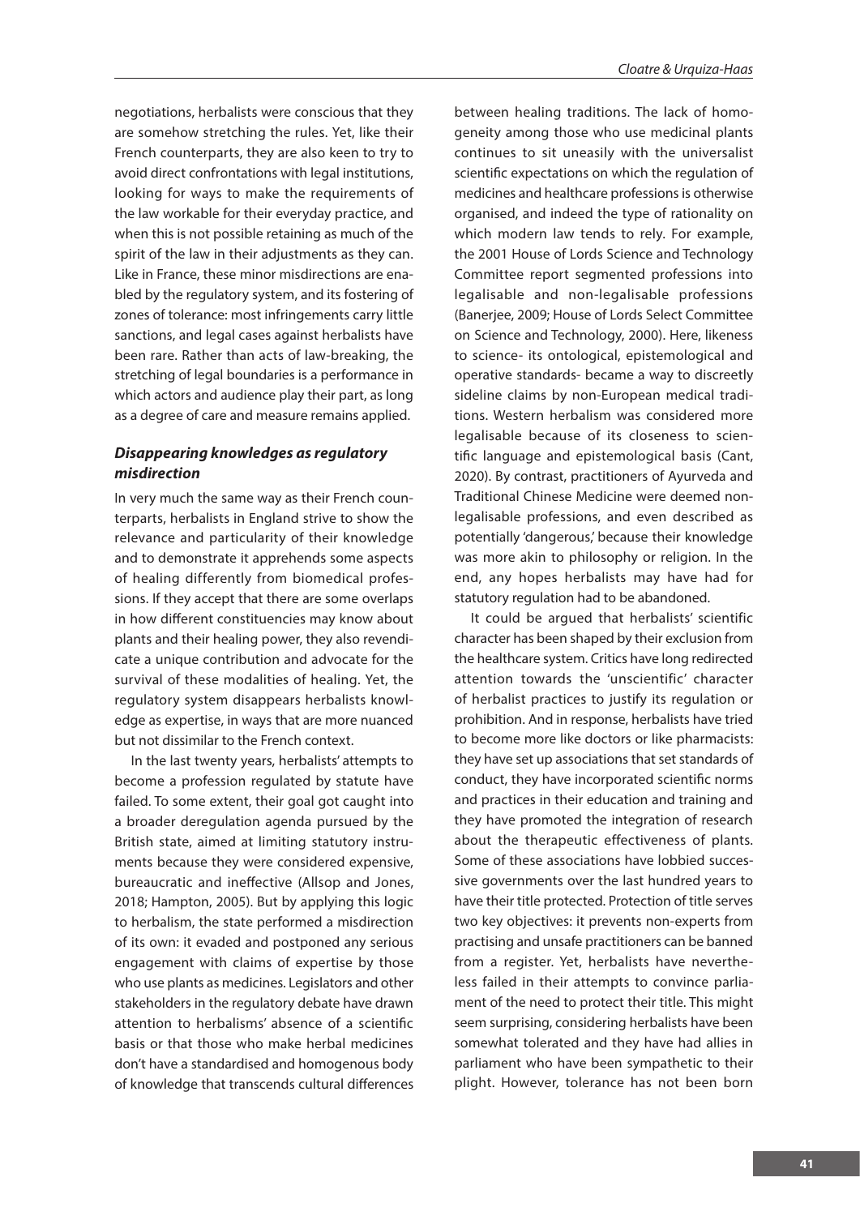negotiations, herbalists were conscious that they are somehow stretching the rules. Yet, like their French counterparts, they are also keen to try to avoid direct confrontations with legal institutions, looking for ways to make the requirements of the law workable for their everyday practice, and when this is not possible retaining as much of the spirit of the law in their adjustments as they can. Like in France, these minor misdirections are enabled by the regulatory system, and its fostering of zones of tolerance: most infringements carry little sanctions, and legal cases against herbalists have been rare. Rather than acts of law-breaking, the stretching of legal boundaries is a performance in which actors and audience play their part, as long as a degree of care and measure remains applied.

### *Disappearing knowledges as regulatory misdirection*

In very much the same way as their French counterparts, herbalists in England strive to show the relevance and particularity of their knowledge and to demonstrate it apprehends some aspects of healing differently from biomedical professions. If they accept that there are some overlaps in how different constituencies may know about plants and their healing power, they also revendicate a unique contribution and advocate for the survival of these modalities of healing. Yet, the regulatory system disappears herbalists knowledge as expertise, in ways that are more nuanced but not dissimilar to the French context.

In the last twenty years, herbalists' attempts to become a profession regulated by statute have failed. To some extent, their goal got caught into a broader deregulation agenda pursued by the British state, aimed at limiting statutory instruments because they were considered expensive, bureaucratic and ineffective (Allsop and Jones, 2018; Hampton, 2005). But by applying this logic to herbalism, the state performed a misdirection of its own: it evaded and postponed any serious engagement with claims of expertise by those who use plants as medicines. Legislators and other stakeholders in the regulatory debate have drawn attention to herbalisms' absence of a scientific basis or that those who make herbal medicines don't have a standardised and homogenous body of knowledge that transcends cultural differences between healing traditions. The lack of homogeneity among those who use medicinal plants continues to sit uneasily with the universalist scientific expectations on which the regulation of medicines and healthcare professions is otherwise organised, and indeed the type of rationality on which modern law tends to rely. For example, the 2001 House of Lords Science and Technology Committee report segmented professions into legalisable and non-legalisable professions (Banerjee, 2009; House of Lords Select Committee on Science and Technology, 2000). Here, likeness to science- its ontological, epistemological and operative standards- became a way to discreetly sideline claims by non-European medical traditions. Western herbalism was considered more legalisable because of its closeness to scientific language and epistemological basis (Cant, 2020). By contrast, practitioners of Ayurveda and Traditional Chinese Medicine were deemed non-legalisable professions, and even described as potentially 'dangerous,' because their knowledge was more akin to philosophy or religion. In the end, any hopes herbalists may have had for statutory regulation had to be abandoned.

It could be argued that herbalists' scientific character has been shaped by their exclusion from the healthcare system. Critics have long redirected attention towards the 'unscientific' character of herbalist practices to justify its regulation or prohibition. And in response, herbalists have tried to become more like doctors or like pharmacists: they have set up associations that set standards of conduct, they have incorporated scientific norms and practices in their education and training and they have promoted the integration of research about the therapeutic effectiveness of plants. Some of these associations have lobbied successive governments over the last hundred years to have their title protected. Protection of title serves two key objectives: it prevents non-experts from practising and unsafe practitioners can be banned from a register. Yet, herbalists have nevertheless failed in their attempts to convince parliament of the need to protect their title. This might seem surprising, considering herbalists have been somewhat tolerated and they have had allies in parliament who have been sympathetic to their plight. However, tolerance has not been born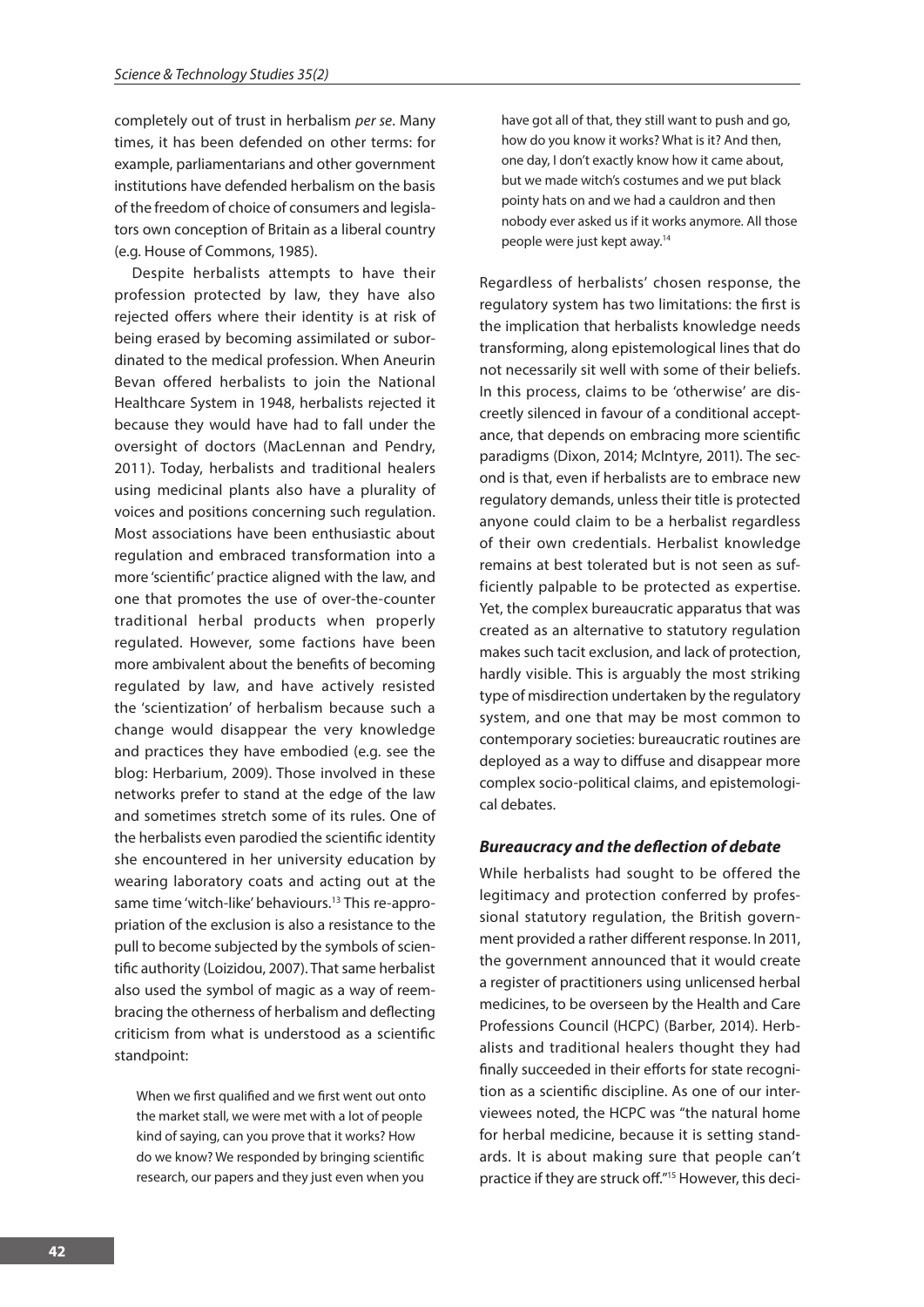completely out of trust in herbalism *per se*. Many times, it has been defended on other terms: for example, parliamentarians and other government institutions have defended herbalism on the basis of the freedom of choice of consumers and legislators own conception of Britain as a liberal country (e.g. House of Commons, 1985).

Despite herbalists attempts to have their profession protected by law, they have also rejected offers where their identity is at risk of being erased by becoming assimilated or subordinated to the medical profession. When Aneurin Bevan offered herbalists to join the National Healthcare System in 1948, herbalists rejected it because they would have had to fall under the oversight of doctors (MacLennan and Pendry, 2011). Today, herbalists and traditional healers using medicinal plants also have a plurality of voices and positions concerning such regulation. Most associations have been enthusiastic about regulation and embraced transformation into a more 'scientific' practice aligned with the law, and one that promotes the use of over-the-counter traditional herbal products when properly regulated. However, some factions have been more ambivalent about the benefits of becoming regulated by law, and have actively resisted the 'scientization' of herbalism because such a change would disappear the very knowledge and practices they have embodied (e.g. see the blog: Herbarium, 2009). Those involved in these networks prefer to stand at the edge of the law and sometimes stretch some of its rules. One of the herbalists even parodied the scientific identity she encountered in her university education by wearing laboratory coats and acting out at the same time 'witch-like' behaviours.[13] This re-appropriation of the exclusion is also a resistance to the pull to become subjected by the symbols of scientific authority (Loizidou, 2007). That same herbalist also used the symbol of magic as a way of reembracing the otherness of herbalism and deflecting criticism from what is understood as a scientific standpoint:

> When we first qualified and we first went out onto the market stall, we were met with a lot of people kind of saying, can you prove that it works? How do we know? We responded by bringing scientific research, our papers and they just even when you have got all of that, they still want to push and go, how do you know it works? What is it? And then, one day, I don't exactly know how it came about, but we made witch's costumes and we put black pointy hats on and we had a cauldron and then nobody ever asked us if it works anymore. All those people were just kept away.[14]

Regardless of herbalists' chosen response, the regulatory system has two limitations: the first is the implication that herbalists knowledge needs transforming, along epistemological lines that do not necessarily sit well with some of their beliefs. In this process, claims to be 'otherwise' are discreetly silenced in favour of a conditional acceptance, that depends on embracing more scientific paradigms (Dixon, 2014; McIntyre, 2011). The second is that, even if herbalists are to embrace new regulatory demands, unless their title is protected anyone could claim to be a herbalist regardless of their own credentials. Herbalist knowledge remains at best tolerated but is not seen as sufficiently palpable to be protected as expertise. Yet, the complex bureaucratic apparatus that was created as an alternative to statutory regulation makes such tacit exclusion, and lack of protection, hardly visible. This is arguably the most striking type of misdirection undertaken by the regulatory system, and one that may be most common to contemporary societies: bureaucratic routines are deployed as a way to diffuse and disappear more complex socio-political claims, and epistemological debates.

### *Bureaucracy and the deflection of debate*

While herbalists had sought to be offered the legitimacy and protection conferred by professional statutory regulation, the British government provided a rather different response. In 2011, the government announced that it would create a register of practitioners using unlicensed herbal medicines, to be overseen by the Health and Care Professions Council (HCPC) (Barber, 2014). Herbalists and traditional healers thought they had finally succeeded in their efforts for state recognition as a scientific discipline. As one of our interviewees noted, the HCPC was "the natural home for herbal medicine, because it is setting standards. It is about making sure that people can't practice if they are struck off."[15] However, this deci-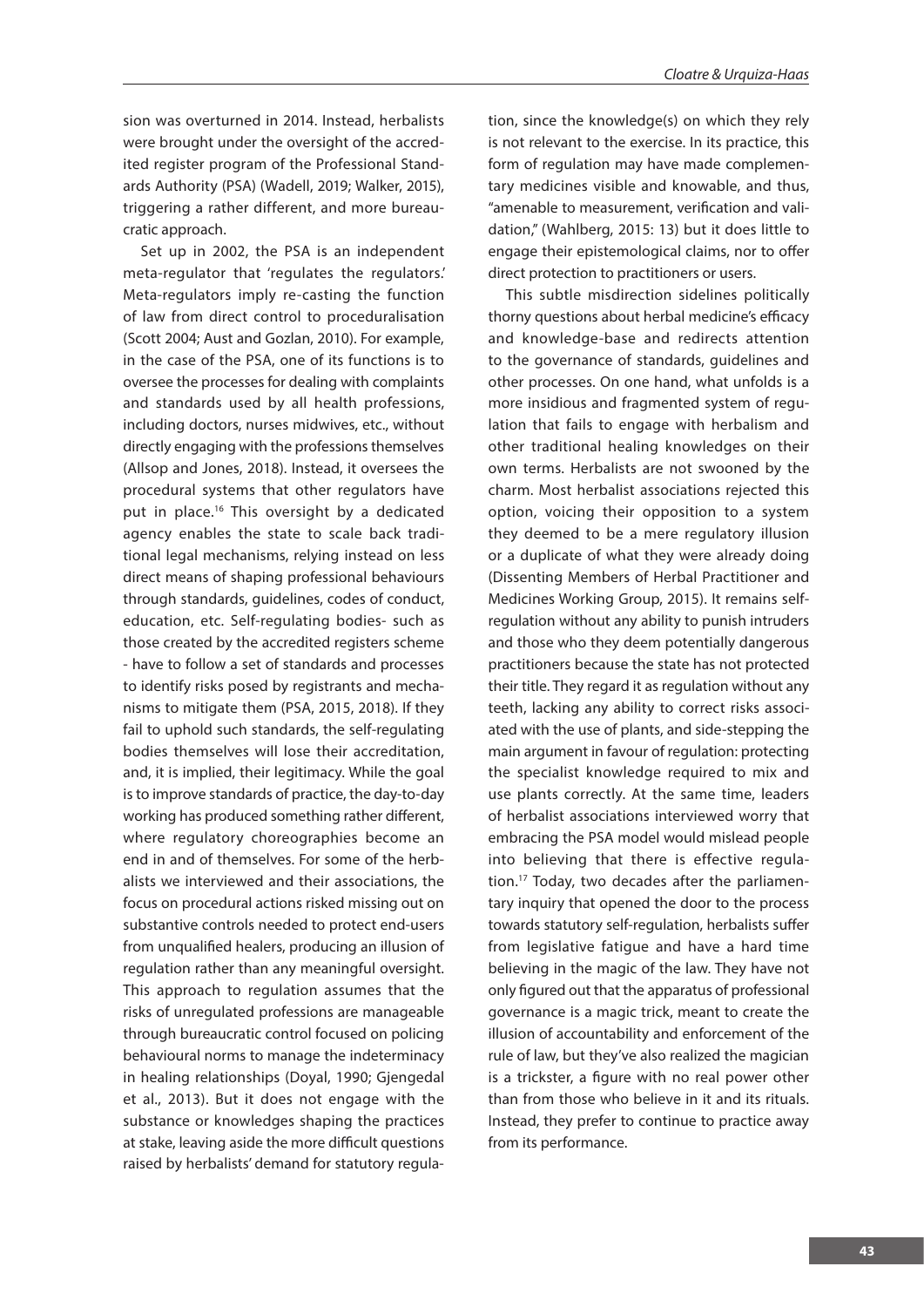sion was overturned in 2014. Instead, herbalists were brought under the oversight of the accredited register program of the Professional Standards Authority (PSA) (Wadell, 2019; Walker, 2015), triggering a rather different, and more bureaucratic approach.

Set up in 2002, the PSA is an independent meta-regulator that 'regulates the regulators.' Meta-regulators imply re-casting the function of law from direct control to proceduralisation (Scott 2004; Aust and Gozlan, 2010). For example, in the case of the PSA, one of its functions is to oversee the processes for dealing with complaints and standards used by all health professions, including doctors, nurses midwives, etc., without directly engaging with the professions themselves (Allsop and Jones, 2018). Instead, it oversees the procedural systems that other regulators have put in place.[16] This oversight by a dedicated agency enables the state to scale back traditional legal mechanisms, relying instead on less direct means of shaping professional behaviours through standards, guidelines, codes of conduct, education, etc. Self-regulating bodies- such as those created by the accredited registers scheme - have to follow a set of standards and processes to identify risks posed by registrants and mechanisms to mitigate them (PSA, 2015, 2018). If they fail to uphold such standards, the self-regulating bodies themselves will lose their accreditation, and, it is implied, their legitimacy. While the goal is to improve standards of practice, the day-to-day working has produced something rather different, where regulatory choreographies become an end in and of themselves. For some of the herbalists we interviewed and their associations, the focus on procedural actions risked missing out on substantive controls needed to protect end-users from unqualified healers, producing an illusion of regulation rather than any meaningful oversight. This approach to regulation assumes that the risks of unregulated professions are manageable through bureaucratic control focused on policing behavioural norms to manage the indeterminacy in healing relationships (Doyal, 1990; Gjengedal et al., 2013). But it does not engage with the substance or knowledges shaping the practices at stake, leaving aside the more difficult questions raised by herbalists' demand for statutory regulation, since the knowledge(s) on which they rely is not relevant to the exercise. In its practice, this form of regulation may have made complementary medicines visible and knowable, and thus, "amenable to measurement, verification and validation," (Wahlberg, 2015: 13) but it does little to engage their epistemological claims, nor to offer direct protection to practitioners or users.

This subtle misdirection sidelines politically thorny questions about herbal medicine's efficacy and knowledge-base and redirects attention to the governance of standards, guidelines and other processes. On one hand, what unfolds is a more insidious and fragmented system of regulation that fails to engage with herbalism and other traditional healing knowledges on their own terms. Herbalists are not swooned by the charm. Most herbalist associations rejected this option, voicing their opposition to a system they deemed to be a mere regulatory illusion or a duplicate of what they were already doing (Dissenting Members of Herbal Practitioner and Medicines Working Group, 2015). It remains self-regulation without any ability to punish intruders and those who they deem potentially dangerous practitioners because the state has not protected their title. They regard it as regulation without any teeth, lacking any ability to correct risks associated with the use of plants, and side-stepping the main argument in favour of regulation: protecting the specialist knowledge required to mix and use plants correctly. At the same time, leaders of herbalist associations interviewed worry that embracing the PSA model would mislead people into believing that there is effective regulation.[17] Today, two decades after the parliamentary inquiry that opened the door to the process towards statutory self-regulation, herbalists suffer from legislative fatigue and have a hard time believing in the magic of the law. They have not only figured out that the apparatus of professional governance is a magic trick, meant to create the illusion of accountability and enforcement of the rule of law, but they've also realized the magician is a trickster, a figure with no real power other than from those who believe in it and its rituals. Instead, they prefer to continue to practice away from its performance.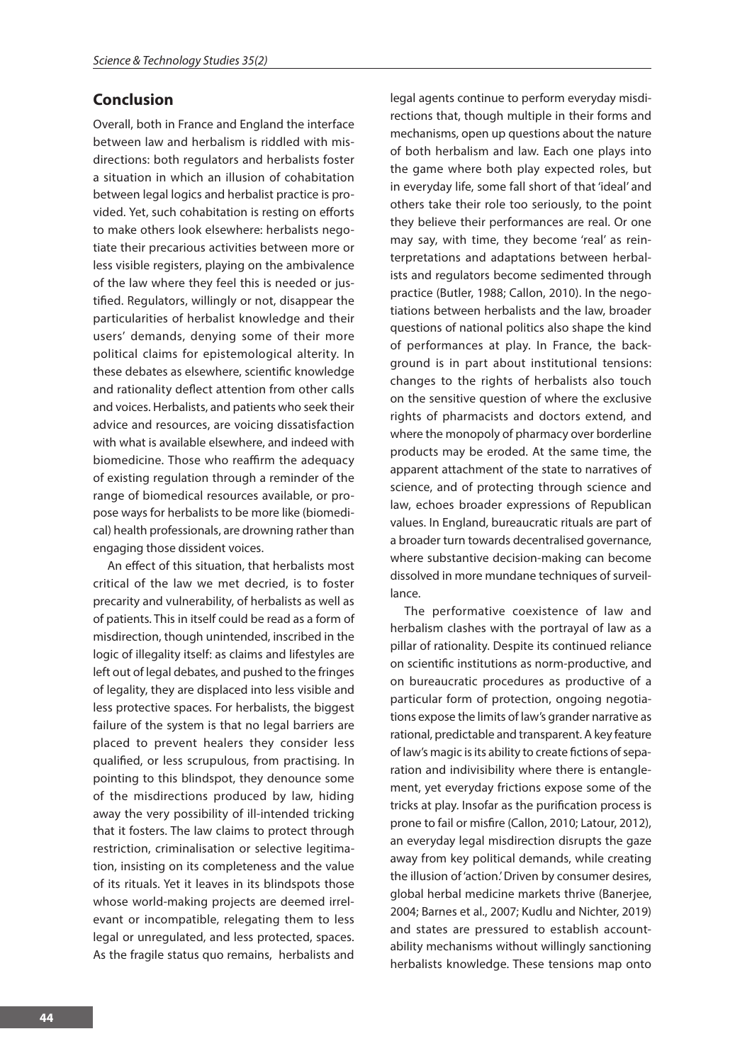## Conclusion

Overall, both in France and England the interface between law and herbalism is riddled with misdirections: both regulators and herbalists foster a situation in which an illusion of cohabitation between legal logics and herbalist practice is provided. Yet, such cohabitation is resting on efforts to make others look elsewhere: herbalists negotiate their precarious activities between more or less visible registers, playing on the ambivalence of the law where they feel this is needed or justified. Regulators, willingly or not, disappear the particularities of herbalist knowledge and their users' demands, denying some of their more political claims for epistemological alterity. In these debates as elsewhere, scientific knowledge and rationality deflect attention from other calls and voices. Herbalists, and patients who seek their advice and resources, are voicing dissatisfaction with what is available elsewhere, and indeed with biomedicine. Those who reaffirm the adequacy of existing regulation through a reminder of the range of biomedical resources available, or propose ways for herbalists to be more like (biomedical) health professionals, are drowning rather than engaging those dissident voices.

An effect of this situation, that herbalists most critical of the law we met decried, is to foster precarity and vulnerability, of herbalists as well as of patients. This in itself could be read as a form of misdirection, though unintended, inscribed in the logic of illegality itself: as claims and lifestyles are left out of legal debates, and pushed to the fringes of legality, they are displaced into less visible and less protective spaces. For herbalists, the biggest failure of the system is that no legal barriers are placed to prevent healers they consider less qualified, or less scrupulous, from practising. In pointing to this blindspot, they denounce some of the misdirections produced by law, hiding away the very possibility of ill-intended tricking that it fosters. The law claims to protect through restriction, criminalisation or selective legitimation, insisting on its completeness and the value of its rituals. Yet it leaves in its blindspots those whose world-making projects are deemed irrelevant or incompatible, relegating them to less legal or unregulated, and less protected, spaces. As the fragile status quo remains, herbalists and legal agents continue to perform everyday misdirections that, though multiple in their forms and mechanisms, open up questions about the nature of both herbalism and law. Each one plays into the game where both play expected roles, but in everyday life, some fall short of that 'ideal' and others take their role too seriously, to the point they believe their performances are real. Or one may say, with time, they become 'real' as reinterpretations and adaptations between herbalists and regulators become sedimented through practice (Butler, 1988; Callon, 2010). In the negotiations between herbalists and the law, broader questions of national politics also shape the kind of performances at play. In France, the background is in part about institutional tensions: changes to the rights of herbalists also touch on the sensitive question of where the exclusive rights of pharmacists and doctors extend, and where the monopoly of pharmacy over borderline products may be eroded. At the same time, the apparent attachment of the state to narratives of science, and of protecting through science and law, echoes broader expressions of Republican values. In England, bureaucratic rituals are part of a broader turn towards decentralised governance, where substantive decision-making can become dissolved in more mundane techniques of surveillance.

The performative coexistence of law and herbalism clashes with the portrayal of law as a pillar of rationality. Despite its continued reliance on scientific institutions as norm-productive, and on bureaucratic procedures as productive of a particular form of protection, ongoing negotiations expose the limits of law's grander narrative as rational, predictable and transparent. A key feature of law's magic is its ability to create fictions of separation and indivisibility where there is entanglement, yet everyday frictions expose some of the tricks at play. Insofar as the purification process is prone to fail or misfire (Callon, 2010; Latour, 2012), an everyday legal misdirection disrupts the gaze away from key political demands, while creating the illusion of 'action.' Driven by consumer desires, global herbal medicine markets thrive (Banerjee, 2004; Barnes et al., 2007; Kudlu and Nichter, 2019) and states are pressured to establish accountability mechanisms without willingly sanctioning herbalists knowledge. These tensions map onto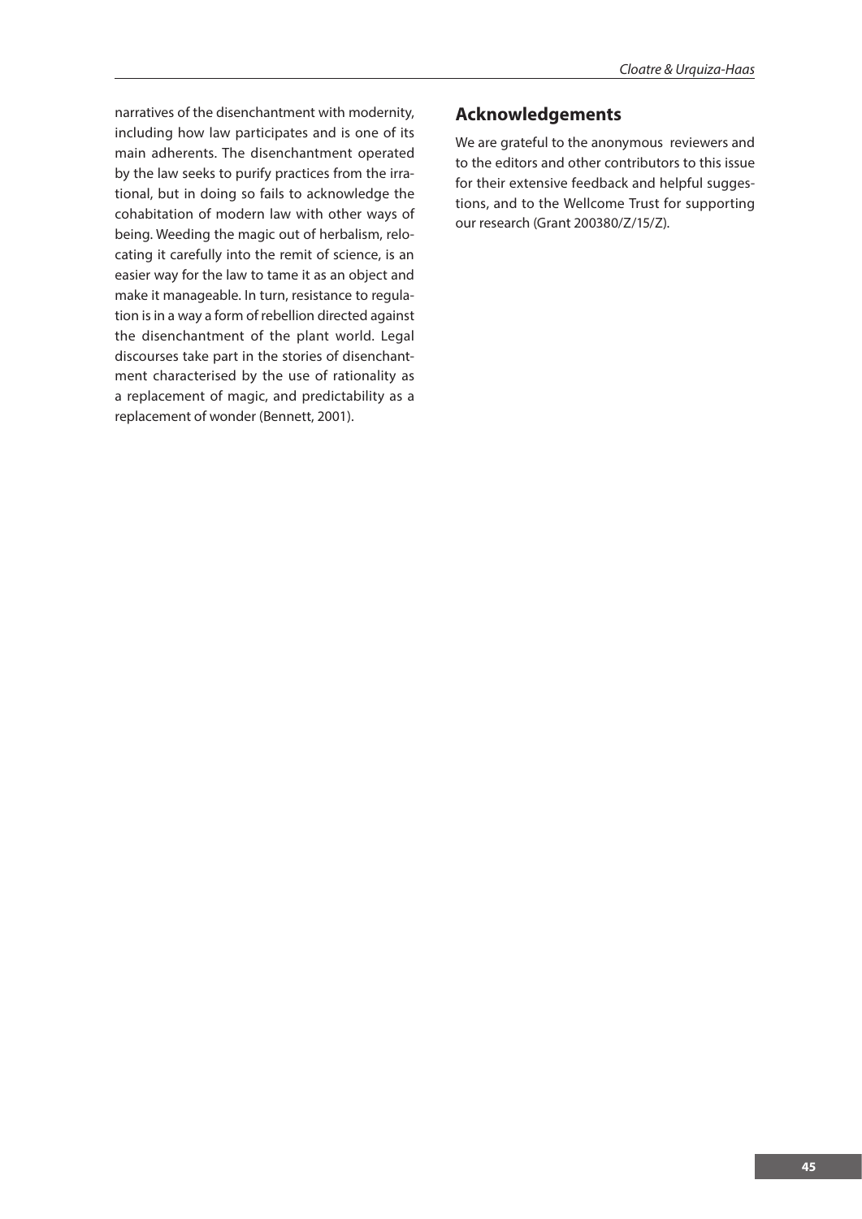narratives of the disenchantment with modernity, including how law participates and is one of its main adherents. The disenchantment operated by the law seeks to purify practices from the irrational, but in doing so fails to acknowledge the cohabitation of modern law with other ways of being. Weeding the magic out of herbalism, relocating it carefully into the remit of science, is an easier way for the law to tame it as an object and make it manageable. In turn, resistance to regulation is in a way a form of rebellion directed against the disenchantment of the plant world. Legal discourses take part in the stories of disenchantment characterised by the use of rationality as a replacement of magic, and predictability as a replacement of wonder (Bennett, 2001).

## Acknowledgements

We are grateful to the anonymous reviewers and to the editors and other contributors to this issue for their extensive feedback and helpful suggestions, and to the Wellcome Trust for supporting our research (Grant 200380/Z/15/Z).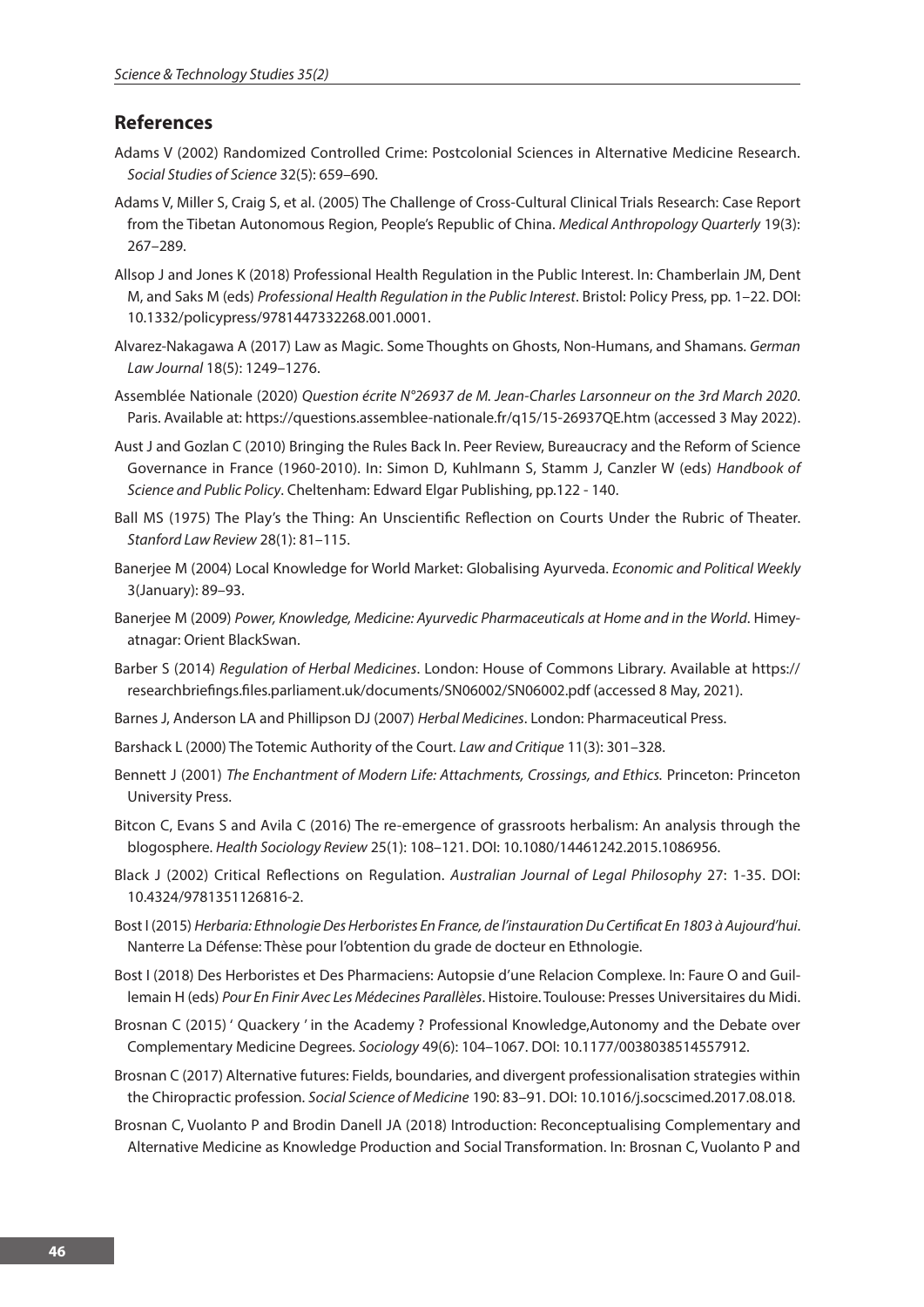## References

Adams V (2002) Randomized Controlled Crime: Postcolonial Sciences in Alternative Medicine Research. *Social Studies of Science* 32(5): 659–690.

Adams V, Miller S, Craig S, et al. (2005) The Challenge of Cross-Cultural Clinical Trials Research: Case Report from the Tibetan Autonomous Region, People's Republic of China. *Medical Anthropology Quarterly* 19(3): 267–289.

Allsop J and Jones K (2018) Professional Health Regulation in the Public Interest. In: Chamberlain JM, Dent M, and Saks M (eds) *Professional Health Regulation in the Public Interest*. Bristol: Policy Press, pp. 1–22. DOI: 10.1332/policypress/9781447332268.001.0001.

Alvarez-Nakagawa A (2017) Law as Magic. Some Thoughts on Ghosts, Non-Humans, and Shamans. *German Law Journal* 18(5): 1249–1276.

Assemblée Nationale (2020) *Question écrite N°26937 de M. Jean-Charles Larsonneur on the 3rd March 2020.* Paris. Available at: https://questions.assemblee-nationale.fr/q15/15-26937QE.htm (accessed 3 May 2022).

Aust J and Gozlan C (2010) Bringing the Rules Back In. Peer Review, Bureaucracy and the Reform of Science Governance in France (1960-2010). In: Simon D, Kuhlmann S, Stamm J, Canzler W (eds) *Handbook of Science and Public Policy*. Cheltenham: Edward Elgar Publishing, pp.122 - 140.

Ball MS (1975) The Play's the Thing: An Unscientific Reflection on Courts Under the Rubric of Theater. *Stanford Law Review* 28(1): 81–115.

Banerjee M (2004) Local Knowledge for World Market: Globalising Ayurveda. *Economic and Political Weekly* 3(January): 89–93.

Banerjee M (2009) *Power, Knowledge, Medicine: Ayurvedic Pharmaceuticals at Home and in the World*. Himeyatnagar: Orient BlackSwan.

Barber S (2014) *Regulation of Herbal Medicines*. London: House of Commons Library. Available at https://researchbriefings.files.parliament.uk/documents/SN06002/SN06002.pdf (accessed 8 May, 2021).

Barnes J, Anderson LA and Phillipson DJ (2007) *Herbal Medicines*. London: Pharmaceutical Press.

Barshack L (2000) The Totemic Authority of the Court. *Law and Critique* 11(3): 301–328.

Bennett J (2001) *The Enchantment of Modern Life: Attachments, Crossings, and Ethics.* Princeton: Princeton University Press.

Bitcon C, Evans S and Avila C (2016) The re-emergence of grassroots herbalism: An analysis through the blogosphere. *Health Sociology Review* 25(1): 108–121. DOI: 10.1080/14461242.2015.1086956.

Black J (2002) Critical Reflections on Regulation. *Australian Journal of Legal Philosophy* 27: 1-35. DOI: 10.4324/9781351126816-2.

Bost I (2015) *Herbaria: Ethnologie Des Herboristes En France, de l'instauration Du Certificat En 1803 à Aujourd'hui*. Nanterre La Défense: Thèse pour l'obtention du grade de docteur en Ethnologie.

Bost I (2018) Des Herboristes et Des Pharmaciens: Autopsie d'une Relacion Complexe. In: Faure O and Guillemain H (eds) *Pour En Finir Avec Les Médecines Parallèles*. Histoire. Toulouse: Presses Universitaires du Midi.

Brosnan C (2015) ' Quackery ' in the Academy ? Professional Knowledge,Autonomy and the Debate over Complementary Medicine Degrees. *Sociology* 49(6): 104–1067. DOI: 10.1177/0038038514557912.

Brosnan C (2017) Alternative futures: Fields, boundaries, and divergent professionalisation strategies within the Chiropractic profession. *Social Science of Medicine* 190: 83–91. DOI: 10.1016/j.socscimed.2017.08.018.

Brosnan C, Vuolanto P and Brodin Danell JA (2018) Introduction: Reconceptualising Complementary and Alternative Medicine as Knowledge Production and Social Transformation. In: Brosnan C, Vuolanto P and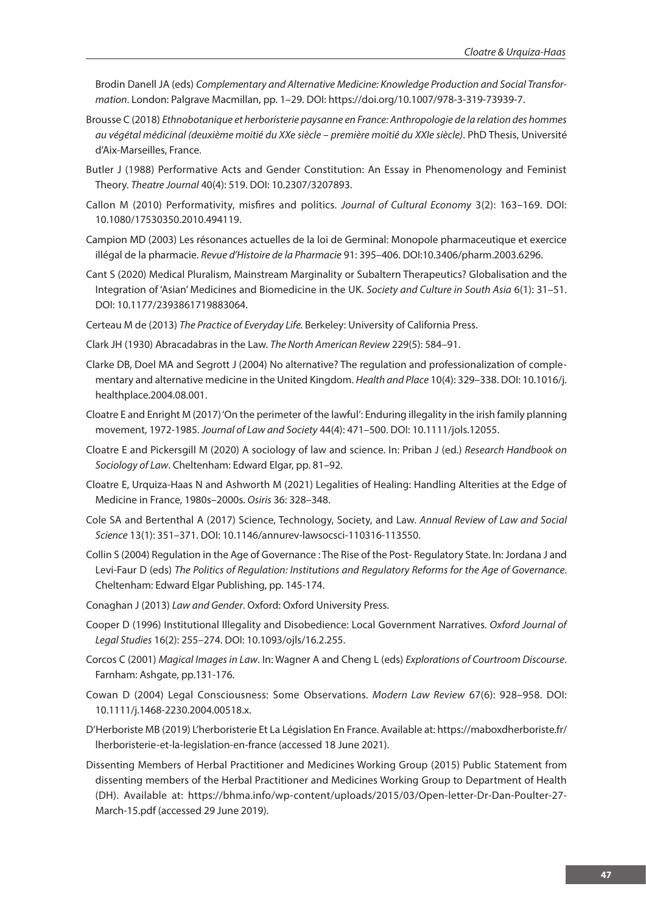Brodin Danell JA (eds) *Complementary and Alternative Medicine: Knowledge Production and Social Transformation*. London: Palgrave Macmillan, pp. 1–29. DOI: https://doi.org/10.1007/978-3-319-73939-7.

Brousse C (2018) *Ethnobotanique et herboristerie paysanne en France: Anthropologie de la relation des hommes au végétal médicinal (deuxième moitié du XXe siècle – première moitié du XXIe siècle)*. PhD Thesis, Université d'Aix-Marseilles, France.

Butler J (1988) Performative Acts and Gender Constitution: An Essay in Phenomenology and Feminist Theory. *Theatre Journal* 40(4): 519. DOI: 10.2307/3207893.

Callon M (2010) Performativity, misfires and politics. *Journal of Cultural Economy* 3(2): 163–169. DOI: 10.1080/17530350.2010.494119.

Campion MD (2003) Les résonances actuelles de la loi de Germinal: Monopole pharmaceutique et exercice illégal de la pharmacie. *Revue d'Histoire de la Pharmacie* 91: 395–406. DOI:10.3406/pharm.2003.6296.

Cant S (2020) Medical Pluralism, Mainstream Marginality or Subaltern Therapeutics? Globalisation and the Integration of 'Asian' Medicines and Biomedicine in the UK. *Society and Culture in South Asia* 6(1): 31–51. DOI: 10.1177/2393861719883064.

Certeau M de (2013) *The Practice of Everyday Life.* Berkeley: University of California Press.

Clark JH (1930) Abracadabras in the Law. *The North American Review* 229(5): 584–91.

Clarke DB, Doel MA and Segrott J (2004) No alternative? The regulation and professionalization of complementary and alternative medicine in the United Kingdom. *Health and Place* 10(4): 329–338. DOI: 10.1016/j.healthplace.2004.08.001.

Cloatre E and Enright M (2017) 'On the perimeter of the lawful': Enduring illegality in the irish family planning movement, 1972-1985. *Journal of Law and Society* 44(4): 471–500. DOI: 10.1111/jols.12055.

Cloatre E and Pickersgill M (2020) A sociology of law and science. In: Priban J (ed.) *Research Handbook on Sociology of Law*. Cheltenham: Edward Elgar, pp. 81–92.

Cloatre E, Urquiza-Haas N and Ashworth M (2021) Legalities of Healing: Handling Alterities at the Edge of Medicine in France, 1980s–2000s. *Osiris* 36: 328–348.

Cole SA and Bertenthal A (2017) Science, Technology, Society, and Law. *Annual Review of Law and Social Science* 13(1): 351–371. DOI: 10.1146/annurev-lawsocsci-110316-113550.

Collin S (2004) Regulation in the Age of Governance : The Rise of the Post- Regulatory State. In: Jordana J and Levi-Faur D (eds) *The Politics of Regulation: Institutions and Regulatory Reforms for the Age of Governance*. Cheltenham: Edward Elgar Publishing, pp. 145-174.

Conaghan J (2013) *Law and Gender*. Oxford: Oxford University Press.

Cooper D (1996) Institutional Illegality and Disobedience: Local Government Narratives. *Oxford Journal of Legal Studies* 16(2): 255–274. DOI: 10.1093/ojls/16.2.255.

Corcos C (2001) *Magical Images in Law*. In: Wagner A and Cheng L (eds) *Explorations of Courtroom Discourse*. Farnham: Ashgate, pp.131-176.

Cowan D (2004) Legal Consciousness: Some Observations. *Modern Law Review* 67(6): 928–958. DOI: 10.1111/j.1468-2230.2004.00518.x.

D'Herboriste MB (2019) L'herboristerie Et La Législation En France. Available at: https://maboxdherboriste.fr/lherboristerie-et-la-legislation-en-france (accessed 18 June 2021).

Dissenting Members of Herbal Practitioner and Medicines Working Group (2015) Public Statement from dissenting members of the Herbal Practitioner and Medicines Working Group to Department of Health (DH). Available at: https://bhma.info/wp-content/uploads/2015/03/Open-letter-Dr-Dan-Poulter-27-March-15.pdf (accessed 29 June 2019).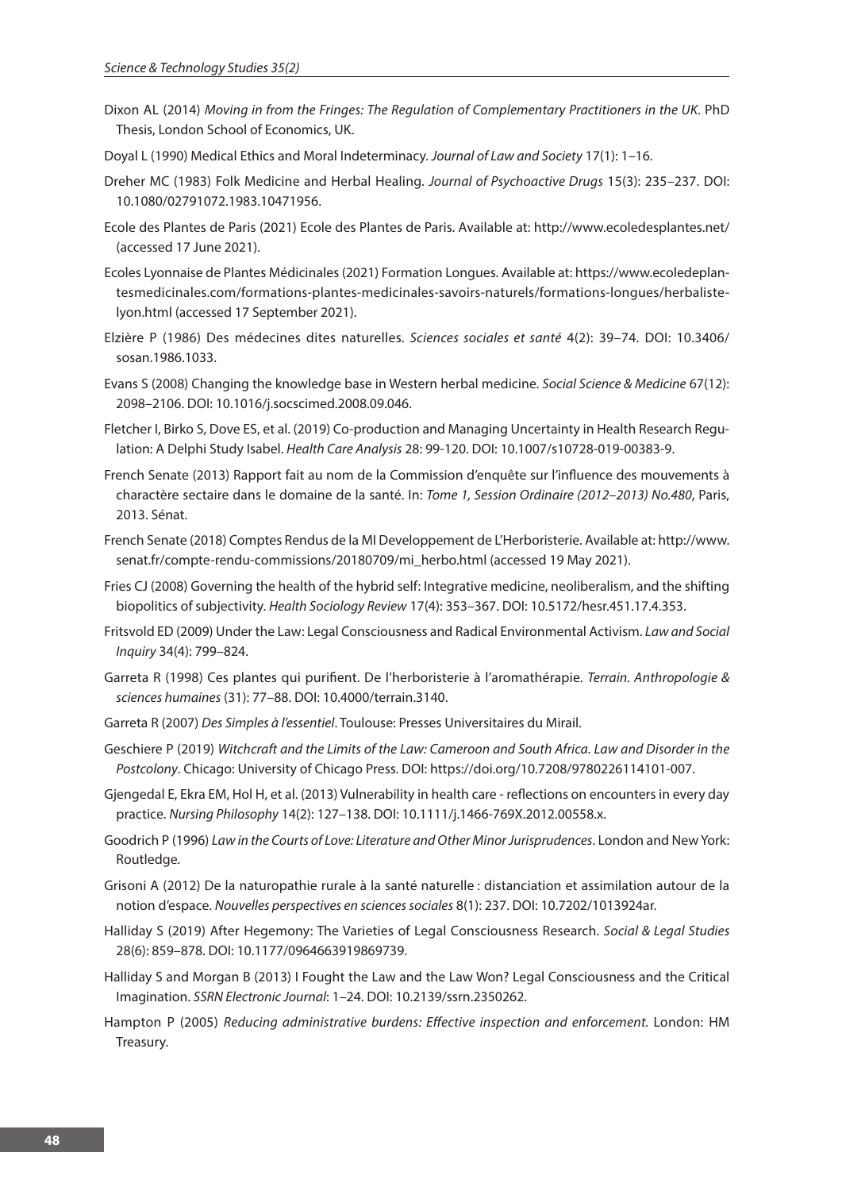Dixon AL (2014) *Moving in from the Fringes: The Regulation of Complementary Practitioners in the UK*. PhD Thesis, London School of Economics, UK.

Doyal L (1990) Medical Ethics and Moral Indeterminacy. *Journal of Law and Society* 17(1): 1–16.

Dreher MC (1983) Folk Medicine and Herbal Healing. *Journal of Psychoactive Drugs* 15(3): 235–237. DOI: 10.1080/02791072.1983.10471956.

Ecole des Plantes de Paris (2021) Ecole des Plantes de Paris. Available at: http://www.ecoledesplantes.net/ (accessed 17 June 2021).

Ecoles Lyonnaise de Plantes Médicinales (2021) Formation Longues. Available at: https://www.ecoledeplantesmedicinales.com/formations-plantes-medicinales-savoirs-naturels/formations-longues/herbaliste-lyon.html (accessed 17 September 2021).

Elzière P (1986) Des médecines dites naturelles. *Sciences sociales et santé* 4(2): 39–74. DOI: 10.3406/sosan.1986.1033.

Evans S (2008) Changing the knowledge base in Western herbal medicine. *Social Science & Medicine* 67(12): 2098–2106. DOI: 10.1016/j.socscimed.2008.09.046.

Fletcher I, Birko S, Dove ES, et al. (2019) Co-production and Managing Uncertainty in Health Research Regulation: A Delphi Study Isabel. *Health Care Analysis* 28: 99-120. DOI: 10.1007/s10728-019-00383-9.

French Senate (2013) Rapport fait au nom de la Commission d'enquête sur l'influence des mouvements à charactère sectaire dans le domaine de la santé. In: *Tome 1, Session Ordinaire (2012–2013) No.480*, Paris, 2013. Sénat.

French Senate (2018) Comptes Rendus de la MI Developpement de L'Herboristerie. Available at: http://www.senat.fr/compte-rendu-commissions/20180709/mi_herbo.html (accessed 19 May 2021).

Fries CJ (2008) Governing the health of the hybrid self: Integrative medicine, neoliberalism, and the shifting biopolitics of subjectivity. *Health Sociology Review* 17(4): 353–367. DOI: 10.5172/hesr.451.17.4.353.

Fritsvold ED (2009) Under the Law: Legal Consciousness and Radical Environmental Activism. *Law and Social Inquiry* 34(4): 799–824.

Garreta R (1998) Ces plantes qui purifient. De l'herboristerie à l'aromathérapie. *Terrain. Anthropologie & sciences humaines* (31): 77–88. DOI: 10.4000/terrain.3140.

Garreta R (2007) *Des Simples à l'essentiel*. Toulouse: Presses Universitaires du Mirail.

Geschiere P (2019) *Witchcraft and the Limits of the Law: Cameroon and South Africa. Law and Disorder in the Postcolony*. Chicago: University of Chicago Press. DOI: https://doi.org/10.7208/9780226114101-007.

Gjengedal E, Ekra EM, Hol H, et al. (2013) Vulnerability in health care - reflections on encounters in every day practice. *Nursing Philosophy* 14(2): 127–138. DOI: 10.1111/j.1466-769X.2012.00558.x.

Goodrich P (1996) *Law in the Courts of Love: Literature and Other Minor Jurisprudences*. London and New York: Routledge.

Grisoni A (2012) De la naturopathie rurale à la santé naturelle : distanciation et assimilation autour de la notion d'espace. *Nouvelles perspectives en sciences sociales* 8(1): 237. DOI: 10.7202/1013924ar.

Halliday S (2019) After Hegemony: The Varieties of Legal Consciousness Research. *Social & Legal Studies* 28(6): 859–878. DOI: 10.1177/0964663919869739.

Halliday S and Morgan B (2013) I Fought the Law and the Law Won? Legal Consciousness and the Critical Imagination. *SSRN Electronic Journal*: 1–24. DOI: 10.2139/ssrn.2350262.

Hampton P (2005) *Reducing administrative burdens: Effective inspection and enforcement.* London: HM Treasury.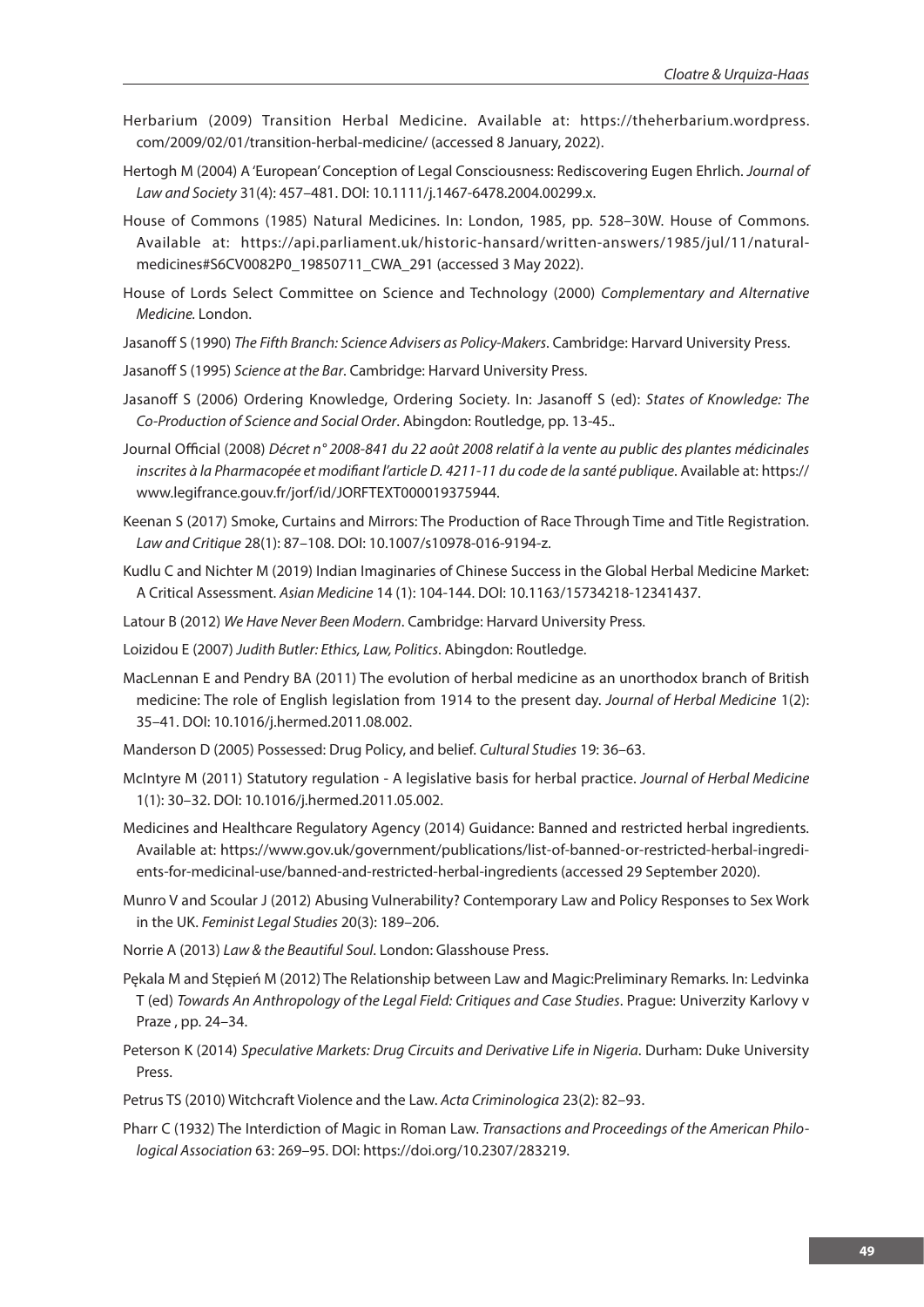Herbarium (2009) Transition Herbal Medicine. Available at: https://theherbarium.wordpress.com/2009/02/01/transition-herbal-medicine/ (accessed 8 January, 2022).

Hertogh M (2004) A 'European' Conception of Legal Consciousness: Rediscovering Eugen Ehrlich. *Journal of Law and Society* 31(4): 457–481. DOI: 10.1111/j.1467-6478.2004.00299.x.

House of Commons (1985) Natural Medicines. In: London, 1985, pp. 528–30W. House of Commons. Available at: https://api.parliament.uk/historic-hansard/written-answers/1985/jul/11/natural-medicines#S6CV0082P0_19850711_CWA_291 (accessed 3 May 2022).

House of Lords Select Committee on Science and Technology (2000) *Complementary and Alternative Medicine.* London.

Jasanoff S (1990) *The Fifth Branch: Science Advisers as Policy-Makers*. Cambridge: Harvard University Press.

Jasanoff S (1995) *Science at the Bar*. Cambridge: Harvard University Press.

Jasanoff S (2006) Ordering Knowledge, Ordering Society. In: Jasanoff S (ed): *States of Knowledge: The Co-Production of Science and Social Order*. Abingdon: Routledge, pp. 13-45..

Journal Official (2008) *Décret n° 2008-841 du 22 août 2008 relatif à la vente au public des plantes médicinales inscrites à la Pharmacopée et modifiant l'article D. 4211-11 du code de la santé publique*. Available at: https://www.legifrance.gouv.fr/jorf/id/JORFTEXT000019375944.

Keenan S (2017) Smoke, Curtains and Mirrors: The Production of Race Through Time and Title Registration. *Law and Critique* 28(1): 87–108. DOI: 10.1007/s10978-016-9194-z.

Kudlu C and Nichter M (2019) Indian Imaginaries of Chinese Success in the Global Herbal Medicine Market: A Critical Assessment. *Asian Medicine* 14 (1): 104-144. DOI: 10.1163/15734218-12341437.

Latour B (2012) *We Have Never Been Modern*. Cambridge: Harvard University Press.

Loizidou E (2007) *Judith Butler: Ethics, Law, Politics*. Abingdon: Routledge.

MacLennan E and Pendry BA (2011) The evolution of herbal medicine as an unorthodox branch of British medicine: The role of English legislation from 1914 to the present day. *Journal of Herbal Medicine* 1(2): 35–41. DOI: 10.1016/j.hermed.2011.08.002.

Manderson D (2005) Possessed: Drug Policy, and belief. *Cultural Studies* 19: 36–63.

McIntyre M (2011) Statutory regulation - A legislative basis for herbal practice. *Journal of Herbal Medicine* 1(1): 30–32. DOI: 10.1016/j.hermed.2011.05.002.

Medicines and Healthcare Regulatory Agency (2014) Guidance: Banned and restricted herbal ingredients. Available at: https://www.gov.uk/government/publications/list-of-banned-or-restricted-herbal-ingredients-for-medicinal-use/banned-and-restricted-herbal-ingredients (accessed 29 September 2020).

Munro V and Scoular J (2012) Abusing Vulnerability? Contemporary Law and Policy Responses to Sex Work in the UK. *Feminist Legal Studies* 20(3): 189–206.

Norrie A (2013) *Law & the Beautiful Soul*. London: Glasshouse Press.

Pękala M and Stępień M (2012) The Relationship between Law and Magic:Preliminary Remarks. In: Ledvinka T (ed) *Towards An Anthropology of the Legal Field: Critiques and Case Studies*. Prague: Univerzity Karlovy v Praze , pp. 24–34.

Peterson K (2014) *Speculative Markets: Drug Circuits and Derivative Life in Nigeria*. Durham: Duke University Press.

Petrus TS (2010) Witchcraft Violence and the Law. *Acta Criminologica* 23(2): 82–93.

Pharr C (1932) The Interdiction of Magic in Roman Law. *Transactions and Proceedings of the American Philological Association* 63: 269–95. DOI: https://doi.org/10.2307/283219.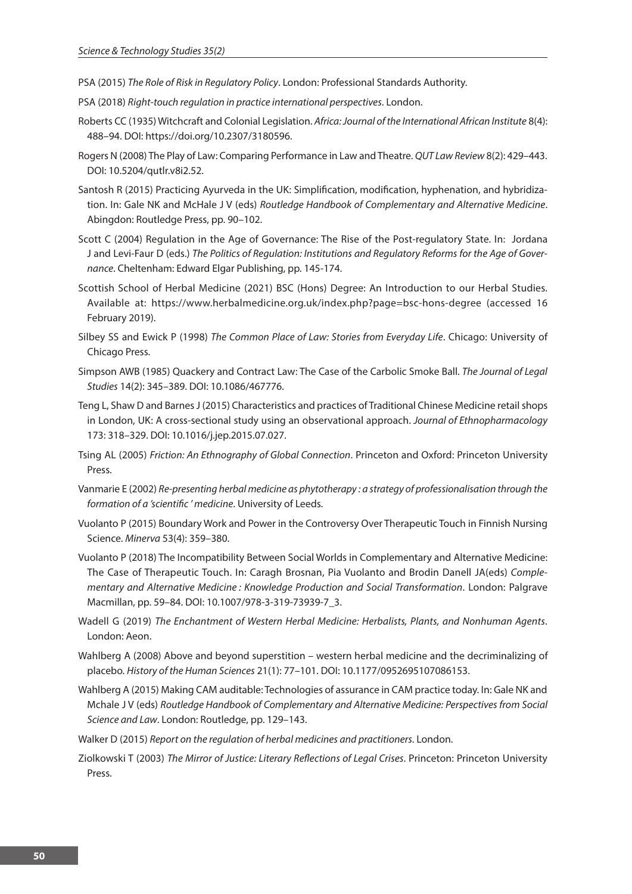PSA (2015) *The Role of Risk in Regulatory Policy*. London: Professional Standards Authority.

PSA (2018) *Right-touch regulation in practice international perspectives*. London.

Roberts CC (1935) Witchcraft and Colonial Legislation. *Africa: Journal of the International African Institute* 8(4): 488–94. DOI: https://doi.org/10.2307/3180596.

Rogers N (2008) The Play of Law: Comparing Performance in Law and Theatre. *QUT Law Review* 8(2): 429–443. DOI: 10.5204/qutlr.v8i2.52.

Santosh R (2015) Practicing Ayurveda in the UK: Simplification, modification, hyphenation, and hybridization. In: Gale NK and McHale J V (eds) *Routledge Handbook of Complementary and Alternative Medicine*. Abingdon: Routledge Press, pp. 90–102.

Scott C (2004) Regulation in the Age of Governance: The Rise of the Post-regulatory State. In: Jordana J and Levi-Faur D (eds.) *The Politics of Regulation: Institutions and Regulatory Reforms for the Age of Governance*. Cheltenham: Edward Elgar Publishing, pp. 145-174.

Scottish School of Herbal Medicine (2021) BSC (Hons) Degree: An Introduction to our Herbal Studies. Available at: https://www.herbalmedicine.org.uk/index.php?page=bsc-hons-degree (accessed 16 February 2019).

Silbey SS and Ewick P (1998) *The Common Place of Law: Stories from Everyday Life*. Chicago: University of Chicago Press.

Simpson AWB (1985) Quackery and Contract Law: The Case of the Carbolic Smoke Ball. *The Journal of Legal Studies* 14(2): 345–389. DOI: 10.1086/467776.

Teng L, Shaw D and Barnes J (2015) Characteristics and practices of Traditional Chinese Medicine retail shops in London, UK: A cross-sectional study using an observational approach. *Journal of Ethnopharmacology* 173: 318–329. DOI: 10.1016/j.jep.2015.07.027.

Tsing AL (2005) *Friction: An Ethnography of Global Connection*. Princeton and Oxford: Princeton University Press.

Vanmarie E (2002) *Re-presenting herbal medicine as phytotherapy : a strategy of professionalisation through the formation of a 'scientific ' medicine*. University of Leeds.

Vuolanto P (2015) Boundary Work and Power in the Controversy Over Therapeutic Touch in Finnish Nursing Science. *Minerva* 53(4): 359–380.

Vuolanto P (2018) The Incompatibility Between Social Worlds in Complementary and Alternative Medicine: The Case of Therapeutic Touch. In: Caragh Brosnan, Pia Vuolanto and Brodin Danell JA(eds) *Complementary and Alternative Medicine : Knowledge Production and Social Transformation*. London: Palgrave Macmillan, pp. 59–84. DOI: 10.1007/978-3-319-73939-7_3.

Wadell G (2019) *The Enchantment of Western Herbal Medicine: Herbalists, Plants, and Nonhuman Agents*. London: Aeon.

Wahlberg A (2008) Above and beyond superstition – western herbal medicine and the decriminalizing of placebo. *History of the Human Sciences* 21(1): 77–101. DOI: 10.1177/0952695107086153.

Wahlberg A (2015) Making CAM auditable: Technologies of assurance in CAM practice today. In: Gale NK and Mchale J V (eds) *Routledge Handbook of Complementary and Alternative Medicine: Perspectives from Social Science and Law*. London: Routledge, pp. 129–143.

Walker D (2015) *Report on the regulation of herbal medicines and practitioners*. London.

Ziolkowski T (2003) *The Mirror of Justice: Literary Reflections of Legal Crises*. Princeton: Princeton University Press.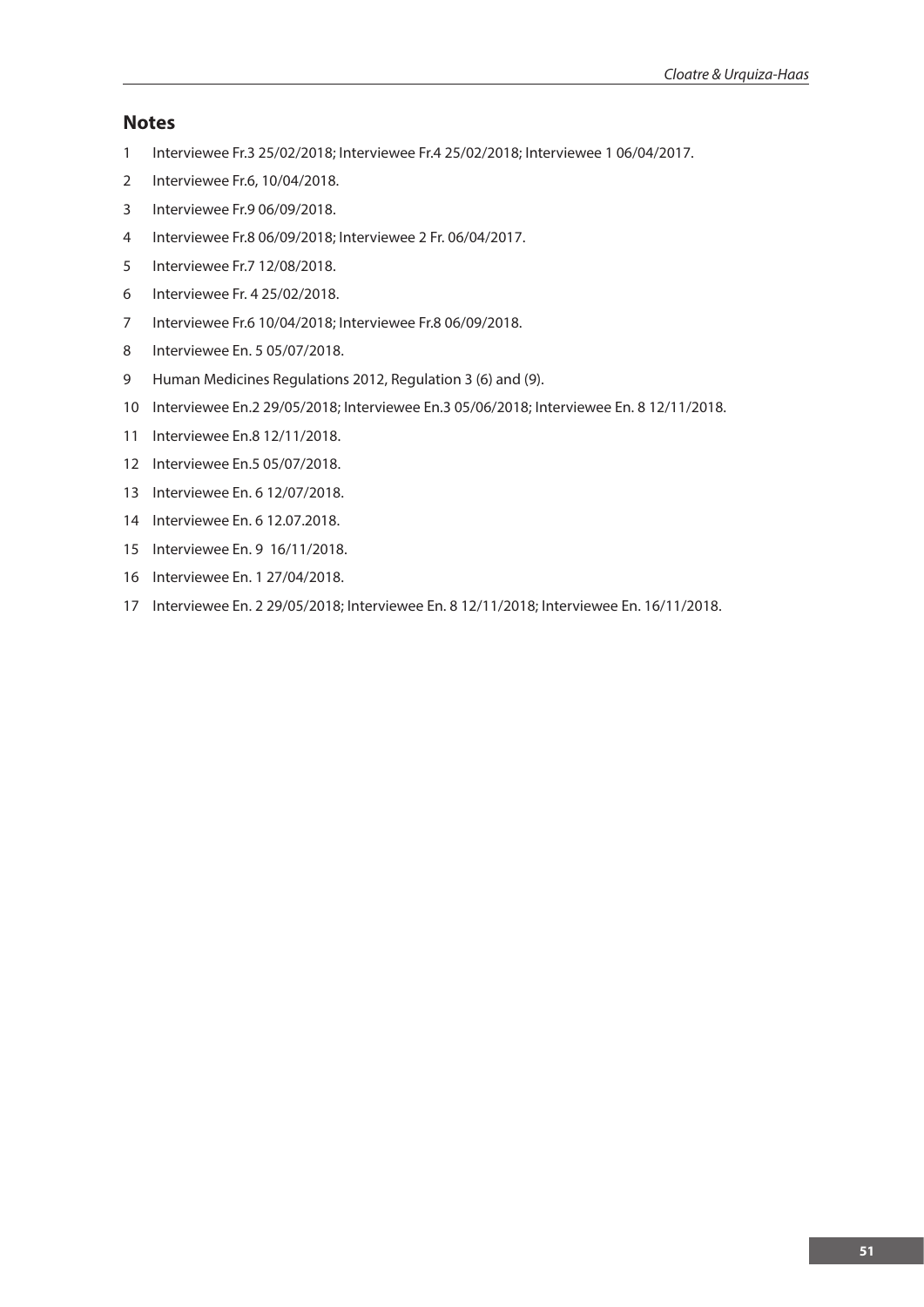## Notes

1. Interviewee Fr.3 25/02/2018; Interviewee Fr.4 25/02/2018; Interviewee 1 06/04/2017.
2. Interviewee Fr.6, 10/04/2018.
3. Interviewee Fr.9 06/09/2018.
4. Interviewee Fr.8 06/09/2018; Interviewee 2 Fr. 06/04/2017.
5. Interviewee Fr.7 12/08/2018.
6. Interviewee Fr. 4 25/02/2018.
7. Interviewee Fr.6 10/04/2018; Interviewee Fr.8 06/09/2018.
8. Interviewee En. 5 05/07/2018.
9. Human Medicines Regulations 2012, Regulation 3 (6) and (9).
10. Interviewee En.2 29/05/2018; Interviewee En.3 05/06/2018; Interviewee En. 8 12/11/2018.
11. Interviewee En.8 12/11/2018.
12. Interviewee En.5 05/07/2018.
13. Interviewee En. 6 12/07/2018.
14. Interviewee En. 6 12.07.2018.
15. Interviewee En. 9 16/11/2018.
16. Interviewee En. 1 27/04/2018.
17. Interviewee En. 2 29/05/2018; Interviewee En. 8 12/11/2018; Interviewee En. 16/11/2018.